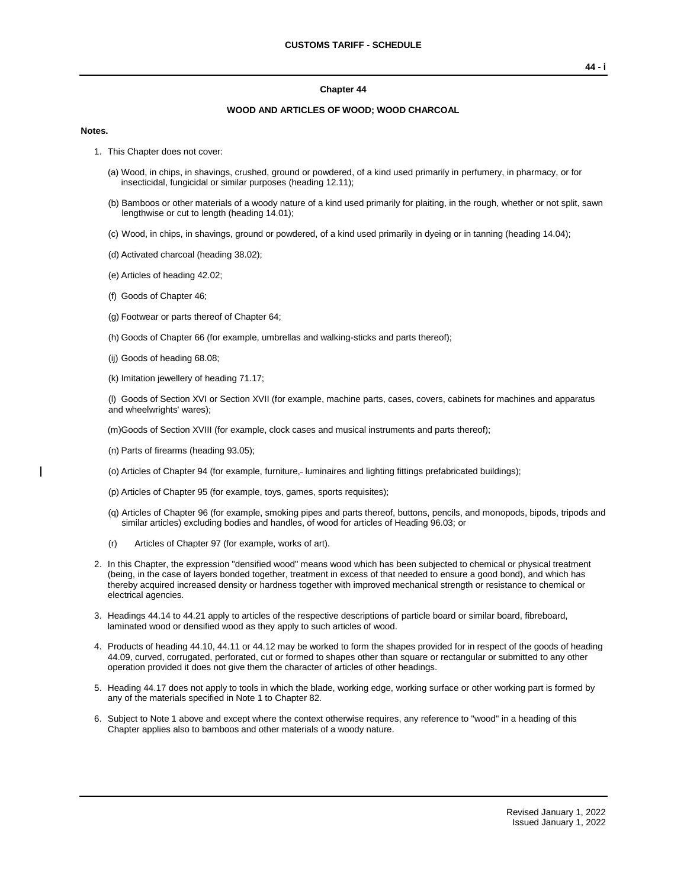## Chapter 44

### WOOD AND ARTICLES OF WOOD; WOOD CHARCOAL

**Notes.**

1. This Chapter does not cover:

   (a) Wood, in chips, in shavings, crushed, ground or powdered, of a kind used primarily in perfumery, in pharmacy, or for insecticidal, fungicidal or similar purposes (heading 12.11);

   (b) Bamboos or other materials of a woody nature of a kind used primarily for plaiting, in the rough, whether or not split, sawn lengthwise or cut to length (heading 14.01);

   (c) Wood, in chips, in shavings, ground or powdered, of a kind used primarily in dyeing or in tanning (heading 14.04);

   (d) Activated charcoal (heading 38.02);

   (e) Articles of heading 42.02;

   (f) Goods of Chapter 46;

   (g) Footwear or parts thereof of Chapter 64;

   (h) Goods of Chapter 66 (for example, umbrellas and walking-sticks and parts thereof);

   (ij) Goods of heading 68.08;

   (k) Imitation jewellery of heading 71.17;

   (l) Goods of Section XVI or Section XVII (for example, machine parts, cases, covers, cabinets for machines and apparatus and wheelwrights' wares);

   (m) Goods of Section XVIII (for example, clock cases and musical instruments and parts thereof);

   (n) Parts of firearms (heading 93.05);

   (o) Articles of Chapter 94 (for example, furniture, luminaires and lighting fittings prefabricated buildings);

   (p) Articles of Chapter 95 (for example, toys, games, sports requisites);

   (q) Articles of Chapter 96 (for example, smoking pipes and parts thereof, buttons, pencils, and monopods, bipods, tripods and similar articles) excluding bodies and handles, of wood for articles of Heading 96.03; or

   (r) Articles of Chapter 97 (for example, works of art).

2. In this Chapter, the expression "densified wood" means wood which has been subjected to chemical or physical treatment (being, in the case of layers bonded together, treatment in excess of that needed to ensure a good bond), and which has thereby acquired increased density or hardness together with improved mechanical strength or resistance to chemical or electrical agencies.

3. Headings 44.14 to 44.21 apply to articles of the respective descriptions of particle board or similar board, fibreboard, laminated wood or densified wood as they apply to such articles of wood.

4. Products of heading 44.10, 44.11 or 44.12 may be worked to form the shapes provided for in respect of the goods of heading 44.09, curved, corrugated, perforated, cut or formed to shapes other than square or rectangular or submitted to any other operation provided it does not give them the character of articles of other headings.

5. Heading 44.17 does not apply to tools in which the blade, working edge, working surface or other working part is formed by any of the materials specified in Note 1 to Chapter 82.

6. Subject to Note 1 above and except where the context otherwise requires, any reference to "wood" in a heading of this Chapter applies also to bamboos and other materials of a woody nature.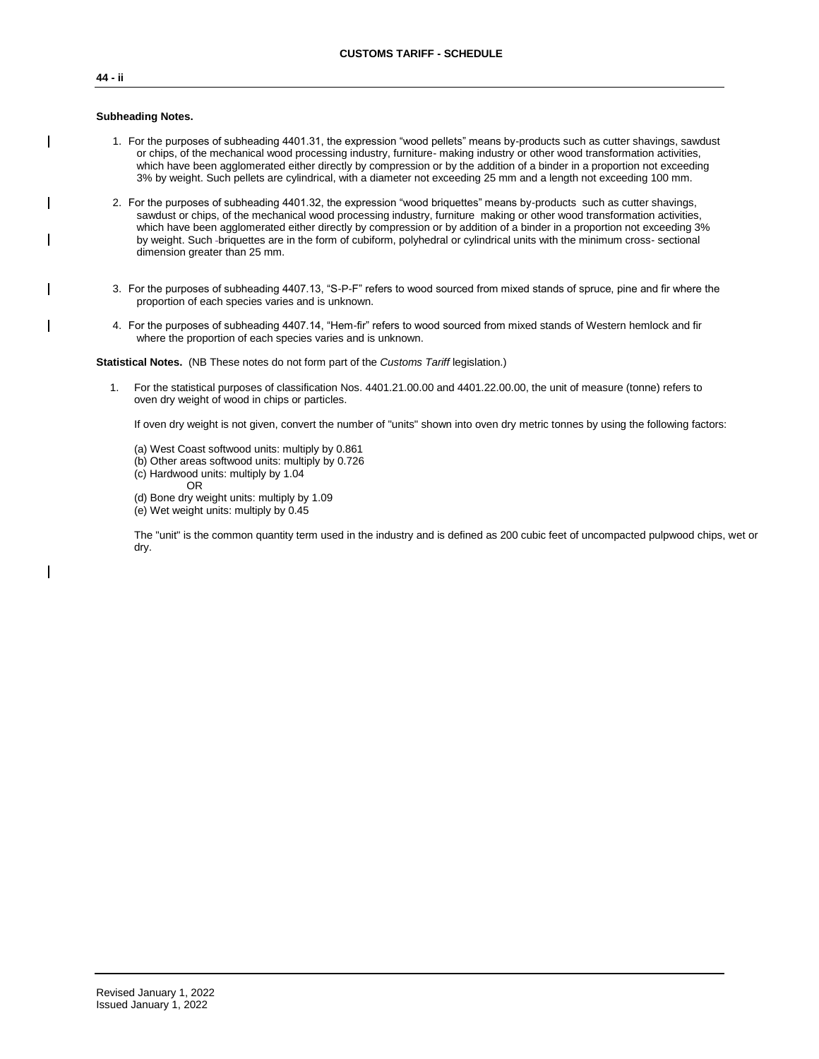**Subheading Notes.**

1. For the purposes of subheading 4401.31, the expression “wood pellets” means by-products such as cutter shavings, sawdust or chips, of the mechanical wood processing industry, furniture- making industry or other wood transformation activities, which have been agglomerated either directly by compression or by the addition of a binder in a proportion not exceeding 3% by weight. Such pellets are cylindrical, with a diameter not exceeding 25 mm and a length not exceeding 100 mm.

2. For the purposes of subheading 4401.32, the expression “wood briquettes” means by-products such as cutter shavings, sawdust or chips, of the mechanical wood processing industry, furniture making or other wood transformation activities, which have been agglomerated either directly by compression or by addition of a binder in a proportion not exceeding 3% by weight. Such briquettes are in the form of cubiform, polyhedral or cylindrical units with the minimum cross- sectional dimension greater than 25 mm.

3. For the purposes of subheading 4407.13, “S-P-F” refers to wood sourced from mixed stands of spruce, pine and fir where the proportion of each species varies and is unknown.

4. For the purposes of subheading 4407.14, “Hem-fir” refers to wood sourced from mixed stands of Western hemlock and fir where the proportion of each species varies and is unknown.

**Statistical Notes.** (NB These notes do not form part of the *Customs Tariff* legislation.)

1. For the statistical purposes of classification Nos. 4401.21.00.00 and 4401.22.00.00, the unit of measure (tonne) refers to oven dry weight of wood in chips or particles.

   If oven dry weight is not given, convert the number of "units" shown into oven dry metric tonnes by using the following factors:

   (a) West Coast softwood units: multiply by 0.861
   (b) Other areas softwood units: multiply by 0.726
   (c) Hardwood units: multiply by 1.04
   OR
   (d) Bone dry weight units: multiply by 1.09
   (e) Wet weight units: multiply by 0.45

   The "unit" is the common quantity term used in the industry and is defined as 200 cubic feet of uncompacted pulpwood chips, wet or dry.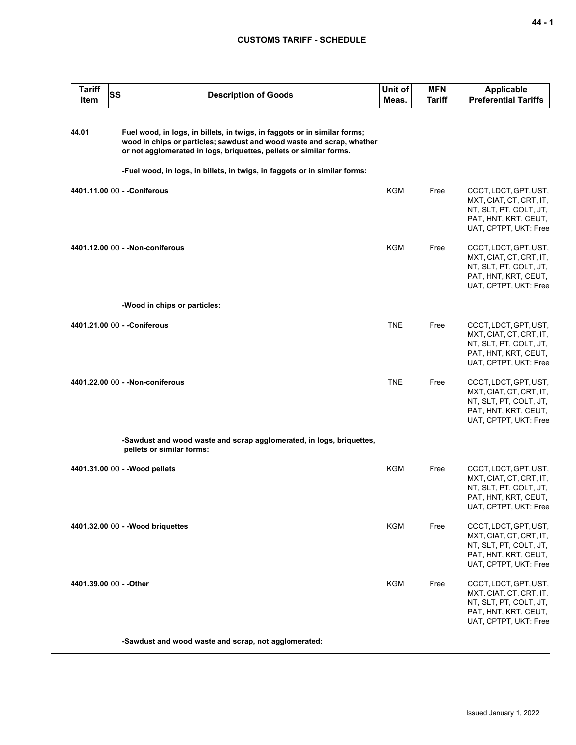| Tariff Item | SS | Description of Goods | Unit of Meas. | MFN Tariff | Applicable Preferential Tariffs |
|---|---|---|---|---|---|
| 44.01 | | **Fuel wood, in logs, in billets, in twigs, in faggots or in similar forms; wood in chips or particles; sawdust and wood waste and scrap, whether or not agglomerated in logs, briquettes, pellets or similar forms.** | | | |
| | | **-Fuel wood, in logs, in billets, in twigs, in faggots or in similar forms:** | | | |
| **4401.11.00** | 00 | **- -Coniferous** | KGM | Free | CCCT, LDCT, GPT, UST, MXT, CIAT, CT, CRT, IT, NT, SLT, PT, COLT, JT, PAT, HNT, KRT, CEUT, UAT, CPTPT, UKT: Free |
| **4401.12.00** | 00 | **- -Non-coniferous** | KGM | Free | CCCT, LDCT, GPT, UST, MXT, CIAT, CT, CRT, IT, NT, SLT, PT, COLT, JT, PAT, HNT, KRT, CEUT, UAT, CPTPT, UKT: Free |
| | | **-Wood in chips or particles:** | | | |
| **4401.21.00** | 00 | **- -Coniferous** | TNE | Free | CCCT, LDCT, GPT, UST, MXT, CIAT, CT, CRT, IT, NT, SLT, PT, COLT, JT, PAT, HNT, KRT, CEUT, UAT, CPTPT, UKT: Free |
| **4401.22.00** | 00 | **- -Non-coniferous** | TNE | Free | CCCT, LDCT, GPT, UST, MXT, CIAT, CT, CRT, IT, NT, SLT, PT, COLT, JT, PAT, HNT, KRT, CEUT, UAT, CPTPT, UKT: Free |
| | | **-Sawdust and wood waste and scrap agglomerated, in logs, briquettes, pellets or similar forms:** | | | |
| **4401.31.00** | 00 | **- -Wood pellets** | KGM | Free | CCCT, LDCT, GPT, UST, MXT, CIAT, CT, CRT, IT, NT, SLT, PT, COLT, JT, PAT, HNT, KRT, CEUT, UAT, CPTPT, UKT: Free |
| **4401.32.00** | 00 | **- -Wood briquettes** | KGM | Free | CCCT, LDCT, GPT, UST, MXT, CIAT, CT, CRT, IT, NT, SLT, PT, COLT, JT, PAT, HNT, KRT, CEUT, UAT, CPTPT, UKT: Free |
| **4401.39.00** | 00 | **- -Other** | KGM | Free | CCCT, LDCT, GPT, UST, MXT, CIAT, CT, CRT, IT, NT, SLT, PT, COLT, JT, PAT, HNT, KRT, CEUT, UAT, CPTPT, UKT: Free |
| | | **-Sawdust and wood waste and scrap, not agglomerated:** | | | |

Issued January 1, 2022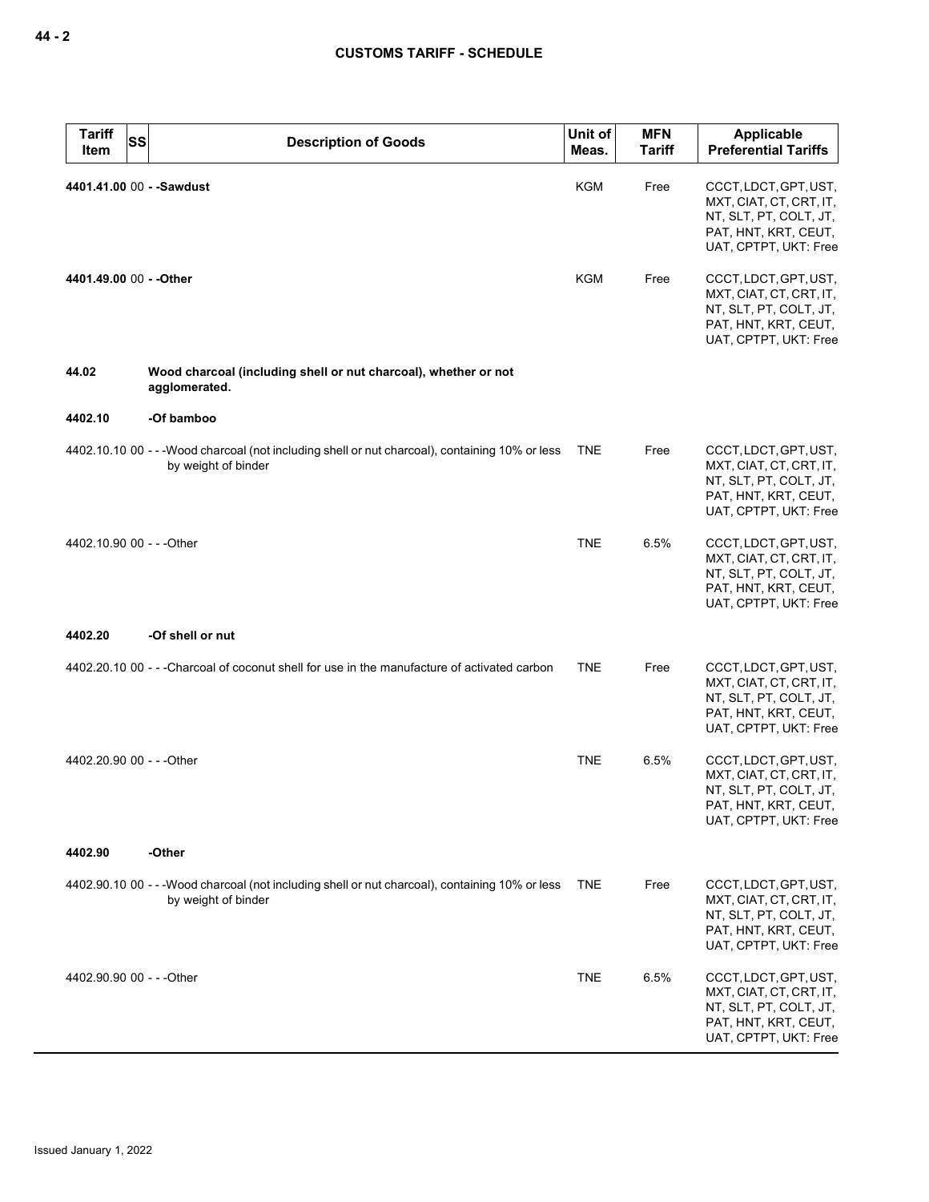| Tariff Item | SS | Description of Goods | Unit of Meas. | MFN Tariff | Applicable Preferential Tariffs |
|---|---|---|---|---|---|
| **4401.41.00** | 00 | **- -Sawdust** | KGM | Free | CCCT, LDCT, GPT, UST, MXT, CIAT, CT, CRT, IT, NT, SLT, PT, COLT, JT, PAT, HNT, KRT, CEUT, UAT, CPTPT, UKT: Free |
| **4401.49.00** | 00 | **- -Other** | KGM | Free | CCCT, LDCT, GPT, UST, MXT, CIAT, CT, CRT, IT, NT, SLT, PT, COLT, JT, PAT, HNT, KRT, CEUT, UAT, CPTPT, UKT: Free |
| **44.02** | | **Wood charcoal (including shell or nut charcoal), whether or not agglomerated.** | | | |
| **4402.10** | | **-Of bamboo** | | | |
| 4402.10.10 | 00 | - - -Wood charcoal (not including shell or nut charcoal), containing 10% or less by weight of binder | TNE | Free | CCCT, LDCT, GPT, UST, MXT, CIAT, CT, CRT, IT, NT, SLT, PT, COLT, JT, PAT, HNT, KRT, CEUT, UAT, CPTPT, UKT: Free |
| 4402.10.90 | 00 | - - -Other | TNE | 6.5% | CCCT, LDCT, GPT, UST, MXT, CIAT, CT, CRT, IT, NT, SLT, PT, COLT, JT, PAT, HNT, KRT, CEUT, UAT, CPTPT, UKT: Free |
| **4402.20** | | **-Of shell or nut** | | | |
| 4402.20.10 | 00 | - - -Charcoal of coconut shell for use in the manufacture of activated carbon | TNE | Free | CCCT, LDCT, GPT, UST, MXT, CIAT, CT, CRT, IT, NT, SLT, PT, COLT, JT, PAT, HNT, KRT, CEUT, UAT, CPTPT, UKT: Free |
| 4402.20.90 | 00 | - - -Other | TNE | 6.5% | CCCT, LDCT, GPT, UST, MXT, CIAT, CT, CRT, IT, NT, SLT, PT, COLT, JT, PAT, HNT, KRT, CEUT, UAT, CPTPT, UKT: Free |
| **4402.90** | | **-Other** | | | |
| 4402.90.10 | 00 | - - -Wood charcoal (not including shell or nut charcoal), containing 10% or less by weight of binder | TNE | Free | CCCT, LDCT, GPT, UST, MXT, CIAT, CT, CRT, IT, NT, SLT, PT, COLT, JT, PAT, HNT, KRT, CEUT, UAT, CPTPT, UKT: Free |
| 4402.90.90 | 00 | - - -Other | TNE | 6.5% | CCCT, LDCT, GPT, UST, MXT, CIAT, CT, CRT, IT, NT, SLT, PT, COLT, JT, PAT, HNT, KRT, CEUT, UAT, CPTPT, UKT: Free |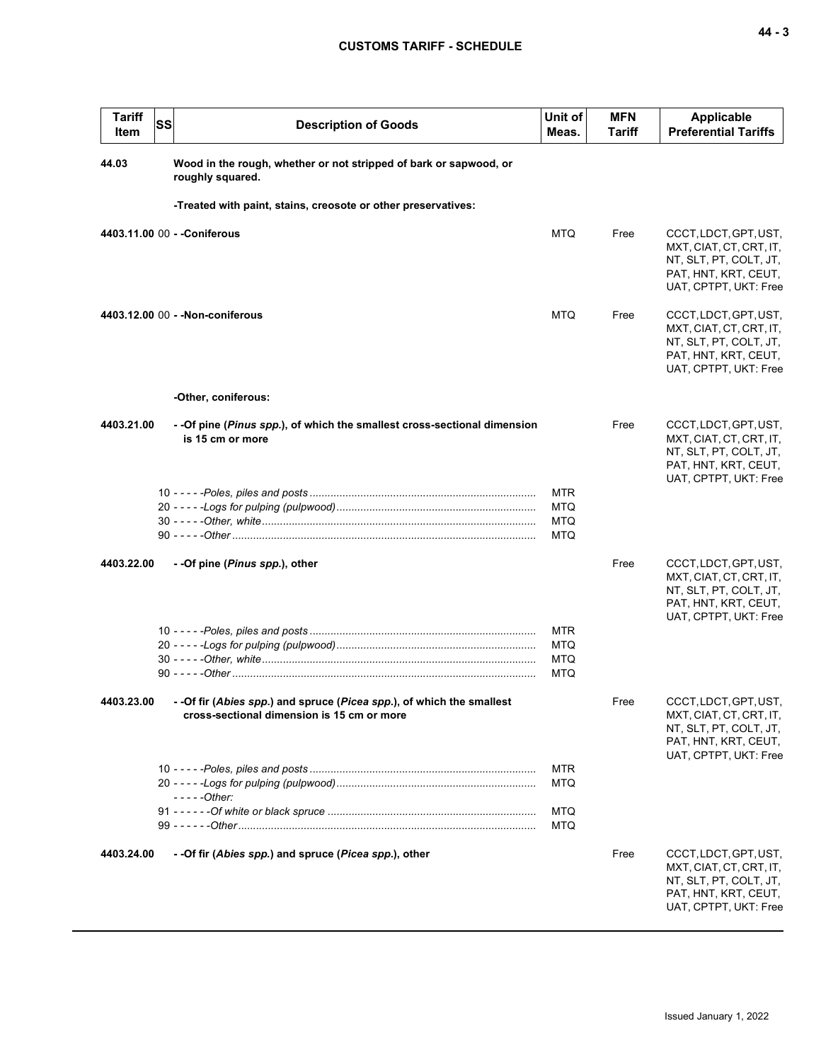| Tariff Item | SS | Description of Goods | Unit of Meas. | MFN Tariff | Applicable Preferential Tariffs |
|---|---|---|---|---|---|
| **44.03** | | **Wood in the rough, whether or not stripped of bark or sapwood, or roughly squared.** | | | |
| | | **-Treated with paint, stains, creosote or other preservatives:** | | | |
| **4403.11.00** | 00 | **- -Coniferous** | MTQ | Free | CCCT, LDCT, GPT, UST, MXT, CIAT, CT, CRT, IT, NT, SLT, PT, COLT, JT, PAT, HNT, KRT, CEUT, UAT, CPTPT, UKT: Free |
| **4403.12.00** | 00 | **- -Non-coniferous** | MTQ | Free | CCCT, LDCT, GPT, UST, MXT, CIAT, CT, CRT, IT, NT, SLT, PT, COLT, JT, PAT, HNT, KRT, CEUT, UAT, CPTPT, UKT: Free |
| | | **-Other, coniferous:** | | | |
| **4403.21.00** | | **- -Of pine (*Pinus spp.*), of which the smallest cross-sectional dimension is 15 cm or more** | | Free | CCCT, LDCT, GPT, UST, MXT, CIAT, CT, CRT, IT, NT, SLT, PT, COLT, JT, PAT, HNT, KRT, CEUT, UAT, CPTPT, UKT: Free |
| | 10 | - - - - -*Poles, piles and posts* | MTR | | |
| | 20 | - - - - -*Logs for pulping (pulpwood)* | MTQ | | |
| | 30 | - - - - -*Other, white* | MTQ | | |
| | 90 | - - - - -*Other* | MTQ | | |
| **4403.22.00** | | **- -Of pine (*Pinus spp.*), other** | | Free | CCCT, LDCT, GPT, UST, MXT, CIAT, CT, CRT, IT, NT, SLT, PT, COLT, JT, PAT, HNT, KRT, CEUT, UAT, CPTPT, UKT: Free |
| | 10 | - - - - -*Poles, piles and posts* | MTR | | |
| | 20 | - - - - -*Logs for pulping (pulpwood)* | MTQ | | |
| | 30 | - - - - -*Other, white* | MTQ | | |
| | 90 | - - - - -*Other* | MTQ | | |
| **4403.23.00** | | **- -Of fir (*Abies spp.*) and spruce (*Picea spp.*), of which the smallest cross-sectional dimension is 15 cm or more** | | Free | CCCT, LDCT, GPT, UST, MXT, CIAT, CT, CRT, IT, NT, SLT, PT, COLT, JT, PAT, HNT, KRT, CEUT, UAT, CPTPT, UKT: Free |
| | 10 | - - - - -*Poles, piles and posts* | MTR | | |
| | 20 | - - - - -*Logs for pulping (pulpwood)* | MTQ | | |
| | | - - - - -*Other:* | | | |
| | 91 | - - - - - -*Of white or black spruce* | MTQ | | |
| | 99 | - - - - - -*Other* | MTQ | | |
| **4403.24.00** | | **- -Of fir (*Abies spp.*) and spruce (*Picea spp.*), other** | | Free | CCCT, LDCT, GPT, UST, MXT, CIAT, CT, CRT, IT, NT, SLT, PT, COLT, JT, PAT, HNT, KRT, CEUT, UAT, CPTPT, UKT: Free |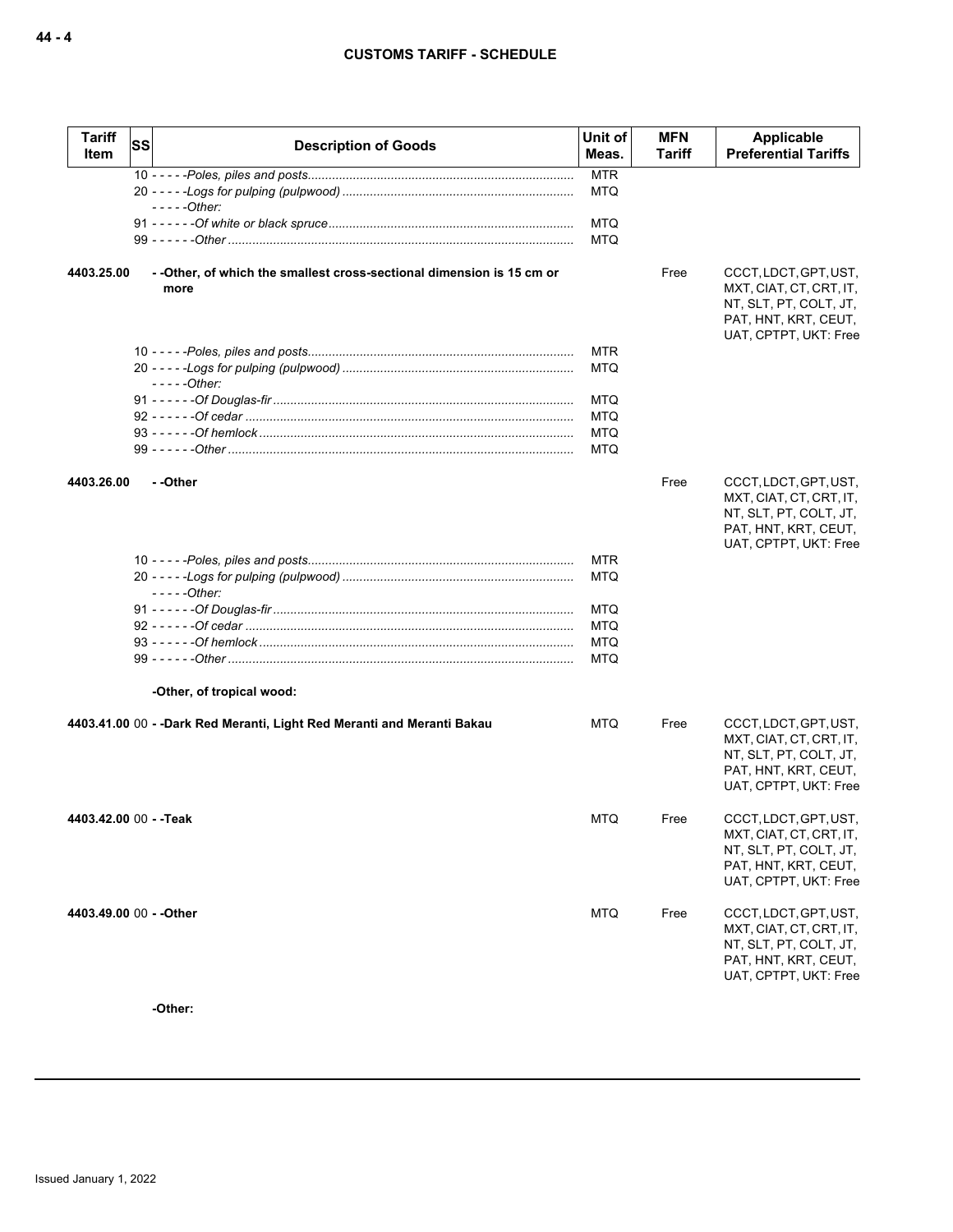| Tariff Item | SS | Description of Goods | Unit of Meas. | MFN Tariff | Applicable Preferential Tariffs |
|---|---|---|---|---|---|
| | 10 | - - - - -*Poles, piles and posts* | MTR | | |
| | 20 | - - - - -*Logs for pulping (pulpwood)* | MTQ | | |
| | | - - - - -*Other:* | | | |
| | 91 | - - - - - -*Of white or black spruce* | MTQ | | |
| | 99 | - - - - - -*Other* | MTQ | | |
| **4403.25.00** | | **- -Other, of which the smallest cross-sectional dimension is 15 cm or more** | | Free | CCCT, LDCT, GPT, UST, MXT, CIAT, CT, CRT, IT, NT, SLT, PT, COLT, JT, PAT, HNT, KRT, CEUT, UAT, CPTPT, UKT: Free |
| | 10 | - - - - -*Poles, piles and posts* | MTR | | |
| | 20 | - - - - -*Logs for pulping (pulpwood)* | MTQ | | |
| | | - - - - -*Other:* | | | |
| | 91 | - - - - - -*Of Douglas-fir* | MTQ | | |
| | 92 | - - - - - -*Of cedar* | MTQ | | |
| | 93 | - - - - - -*Of hemlock* | MTQ | | |
| | 99 | - - - - - -*Other* | MTQ | | |
| **4403.26.00** | | **- -Other** | | Free | CCCT, LDCT, GPT, UST, MXT, CIAT, CT, CRT, IT, NT, SLT, PT, COLT, JT, PAT, HNT, KRT, CEUT, UAT, CPTPT, UKT: Free |
| | 10 | - - - - -*Poles, piles and posts* | MTR | | |
| | 20 | - - - - -*Logs for pulping (pulpwood)* | MTQ | | |
| | | - - - - -*Other:* | | | |
| | 91 | - - - - - -*Of Douglas-fir* | MTQ | | |
| | 92 | - - - - - -*Of cedar* | MTQ | | |
| | 93 | - - - - - -*Of hemlock* | MTQ | | |
| | 99 | - - - - - -*Other* | MTQ | | |
| | | **-Other, of tropical wood:** | | | |
| **4403.41.00** | 00 | **- -Dark Red Meranti, Light Red Meranti and Meranti Bakau** | MTQ | Free | CCCT, LDCT, GPT, UST, MXT, CIAT, CT, CRT, IT, NT, SLT, PT, COLT, JT, PAT, HNT, KRT, CEUT, UAT, CPTPT, UKT: Free |
| **4403.42.00** | 00 | **- -Teak** | MTQ | Free | CCCT, LDCT, GPT, UST, MXT, CIAT, CT, CRT, IT, NT, SLT, PT, COLT, JT, PAT, HNT, KRT, CEUT, UAT, CPTPT, UKT: Free |
| **4403.49.00** | 00 | **- -Other** | MTQ | Free | CCCT, LDCT, GPT, UST, MXT, CIAT, CT, CRT, IT, NT, SLT, PT, COLT, JT, PAT, HNT, KRT, CEUT, UAT, CPTPT, UKT: Free |
| | | **-Other:** | | | |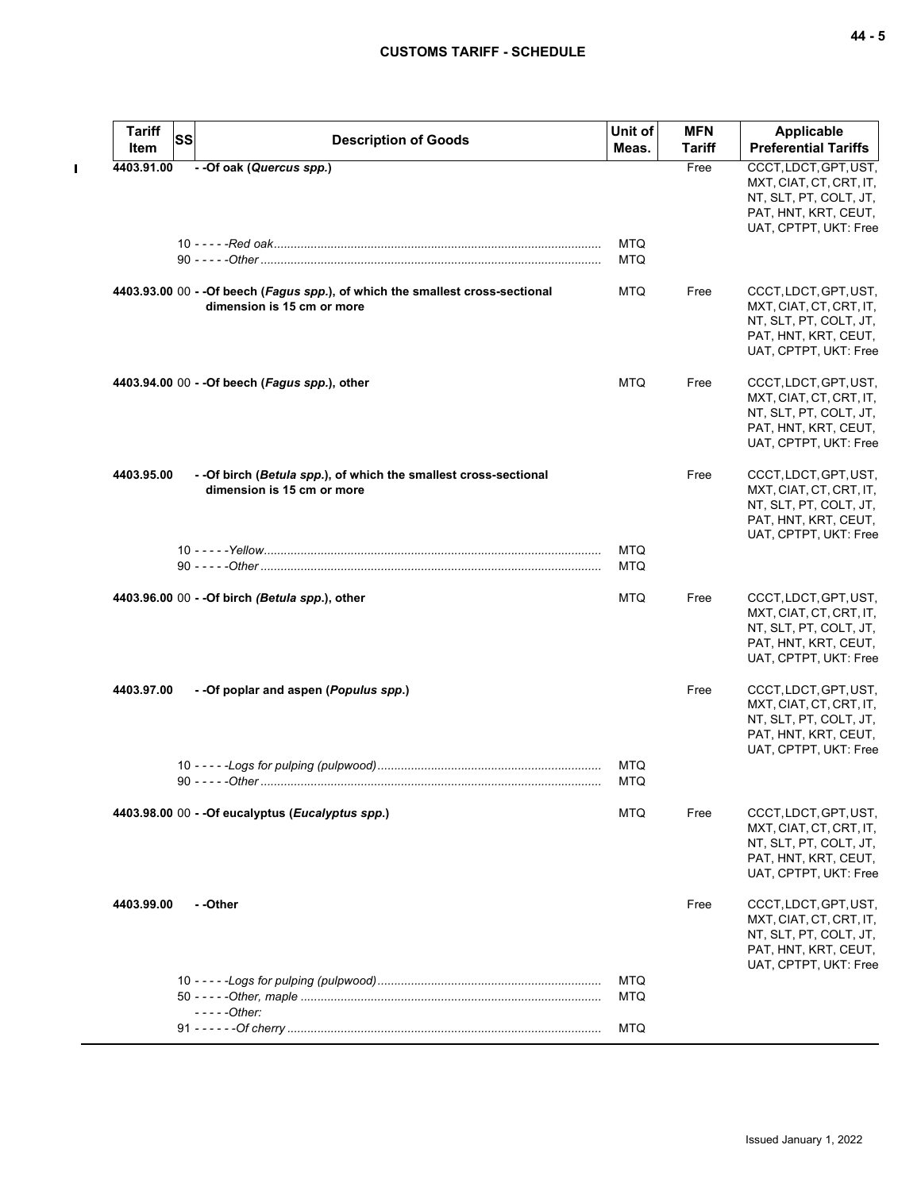| Tariff Item | SS | Description of Goods | Unit of Meas. | MFN Tariff | Applicable Preferential Tariffs |
|---|---|---|---|---|---|
| **4403.91.00** | | **- -Of oak (*Quercus spp.*)** | | Free | CCCT, LDCT, GPT, UST, MXT, CIAT, CT, CRT, IT, NT, SLT, PT, COLT, JT, PAT, HNT, KRT, CEUT, UAT, CPTPT, UKT: Free |
| | 10 | - - - - -*Red oak* | MTQ | | |
| | 90 | - - - - -*Other* | MTQ | | |
| **4403.93.00** | 00 | **- -Of beech (*Fagus spp.*), of which the smallest cross-sectional dimension is 15 cm or more** | MTQ | Free | CCCT, LDCT, GPT, UST, MXT, CIAT, CT, CRT, IT, NT, SLT, PT, COLT, JT, PAT, HNT, KRT, CEUT, UAT, CPTPT, UKT: Free |
| **4403.94.00** | 00 | **- -Of beech (*Fagus spp.*), other** | MTQ | Free | CCCT, LDCT, GPT, UST, MXT, CIAT, CT, CRT, IT, NT, SLT, PT, COLT, JT, PAT, HNT, KRT, CEUT, UAT, CPTPT, UKT: Free |
| **4403.95.00** | | **- -Of birch (*Betula spp.*), of which the smallest cross-sectional dimension is 15 cm or more** | | Free | CCCT, LDCT, GPT, UST, MXT, CIAT, CT, CRT, IT, NT, SLT, PT, COLT, JT, PAT, HNT, KRT, CEUT, UAT, CPTPT, UKT: Free |
| | 10 | - - - - -*Yellow* | MTQ | | |
| | 90 | - - - - -*Other* | MTQ | | |
| **4403.96.00** | 00 | **- -Of birch (*Betula spp.*), other** | MTQ | Free | CCCT, LDCT, GPT, UST, MXT, CIAT, CT, CRT, IT, NT, SLT, PT, COLT, JT, PAT, HNT, KRT, CEUT, UAT, CPTPT, UKT: Free |
| **4403.97.00** | | **- -Of poplar and aspen (*Populus spp.*)** | | Free | CCCT, LDCT, GPT, UST, MXT, CIAT, CT, CRT, IT, NT, SLT, PT, COLT, JT, PAT, HNT, KRT, CEUT, UAT, CPTPT, UKT: Free |
| | 10 | - - - - -*Logs for pulping (pulpwood)* | MTQ | | |
| | 90 | - - - - -*Other* | MTQ | | |
| **4403.98.00** | 00 | **- -Of eucalyptus (*Eucalyptus spp.*)** | MTQ | Free | CCCT, LDCT, GPT, UST, MXT, CIAT, CT, CRT, IT, NT, SLT, PT, COLT, JT, PAT, HNT, KRT, CEUT, UAT, CPTPT, UKT: Free |
| **4403.99.00** | | **- -Other** | | Free | CCCT, LDCT, GPT, UST, MXT, CIAT, CT, CRT, IT, NT, SLT, PT, COLT, JT, PAT, HNT, KRT, CEUT, UAT, CPTPT, UKT: Free |
| | 10 | - - - - -*Logs for pulping (pulpwood)* | MTQ | | |
| | 50 | - - - - -*Other, maple* | MTQ | | |
| | | - - - - -*Other:* | | | |
| | 91 | - - - - - -*Of cherry* | MTQ | | |

Issued January 1, 2022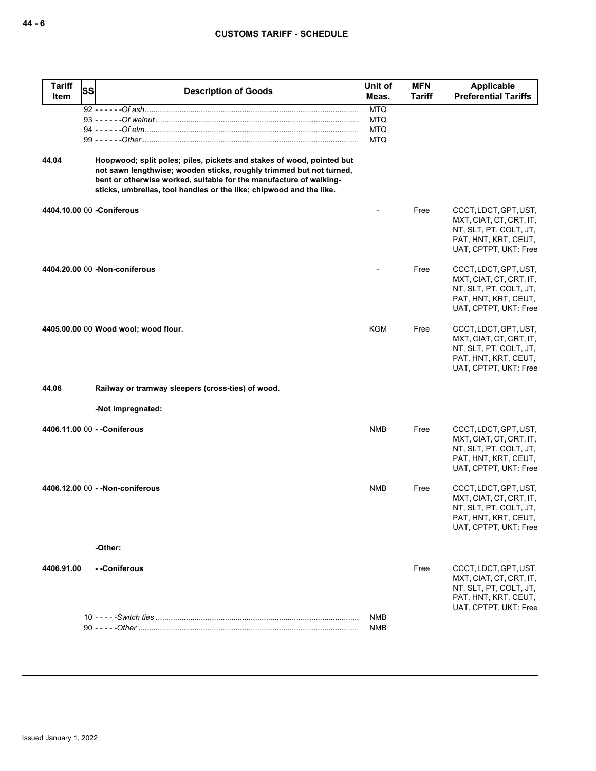| Tariff Item | SS | Description of Goods | Unit of Meas. | MFN Tariff | Applicable Preferential Tariffs |
|---|---|---|---|---|---|
| | 92 | - - - - - -*Of ash* | MTQ | | |
| | 93 | - - - - - -*Of walnut* | MTQ | | |
| | 94 | - - - - - -*Of elm* | MTQ | | |
| | 99 | - - - - - -*Other* | MTQ | | |
| **44.04** | | **Hoopwood; split poles; piles, pickets and stakes of wood, pointed but not sawn lengthwise; wooden sticks, roughly trimmed but not turned, bent or otherwise worked, suitable for the manufacture of walking-sticks, umbrellas, tool handles or the like; chipwood and the like.** | | | |
| **4404.10.00** | 00 | **-Coniferous** | - | Free | CCCT, LDCT, GPT, UST, MXT, CIAT, CT, CRT, IT, NT, SLT, PT, COLT, JT, PAT, HNT, KRT, CEUT, UAT, CPTPT, UKT: Free |
| **4404.20.00** | 00 | **-Non-coniferous** | - | Free | CCCT, LDCT, GPT, UST, MXT, CIAT, CT, CRT, IT, NT, SLT, PT, COLT, JT, PAT, HNT, KRT, CEUT, UAT, CPTPT, UKT: Free |
| **4405.00.00** | 00 | **Wood wool; wood flour.** | KGM | Free | CCCT, LDCT, GPT, UST, MXT, CIAT, CT, CRT, IT, NT, SLT, PT, COLT, JT, PAT, HNT, KRT, CEUT, UAT, CPTPT, UKT: Free |
| **44.06** | | **Railway or tramway sleepers (cross-ties) of wood.** | | | |
| | | **-Not impregnated:** | | | |
| **4406.11.00** | 00 | **- -Coniferous** | NMB | Free | CCCT, LDCT, GPT, UST, MXT, CIAT, CT, CRT, IT, NT, SLT, PT, COLT, JT, PAT, HNT, KRT, CEUT, UAT, CPTPT, UKT: Free |
| **4406.12.00** | 00 | **- -Non-coniferous** | NMB | Free | CCCT, LDCT, GPT, UST, MXT, CIAT, CT, CRT, IT, NT, SLT, PT, COLT, JT, PAT, HNT, KRT, CEUT, UAT, CPTPT, UKT: Free |
| | | **-Other:** | | | |
| **4406.91.00** | | **- -Coniferous** | | Free | CCCT, LDCT, GPT, UST, MXT, CIAT, CT, CRT, IT, NT, SLT, PT, COLT, JT, PAT, HNT, KRT, CEUT, UAT, CPTPT, UKT: Free |
| | 10 | - - - - -*Switch ties* | NMB | | |
| | 90 | - - - - -*Other* | NMB | | |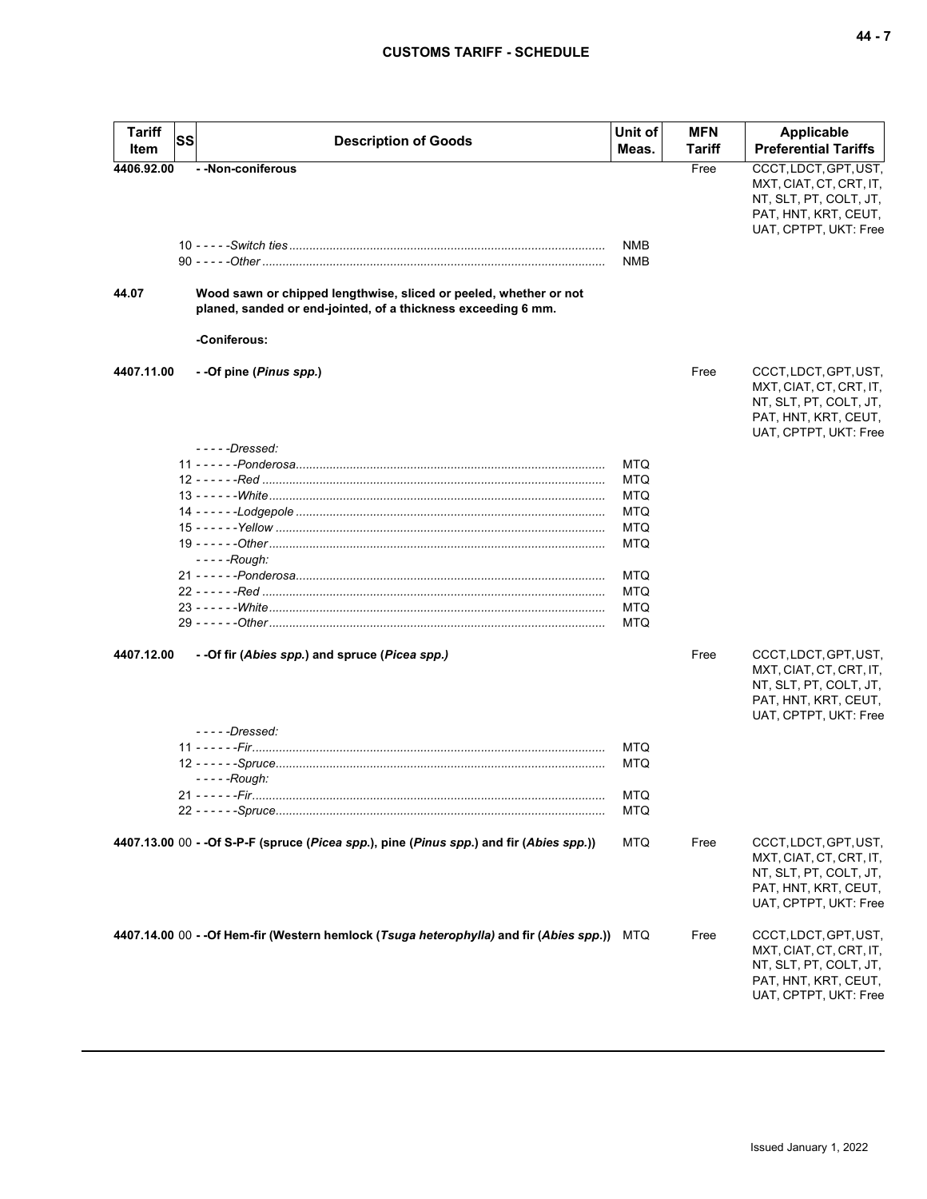| Tariff Item | SS | Description of Goods | Unit of Meas. | MFN Tariff | Applicable Preferential Tariffs |
|---|---|---|---|---|---|
| 4406.92.00 | | - -Non-coniferous | | Free | CCCT, LDCT, GPT, UST, MXT, CIAT, CT, CRT, IT, NT, SLT, PT, COLT, JT, PAT, HNT, KRT, CEUT, UAT, CPTPT, UKT: Free |
| | 10 | - - - - -*Switch ties* | NMB | | |
| | 90 | - - - - -*Other* | NMB | | |
| 44.07 | | **Wood sawn or chipped lengthwise, sliced or peeled, whether or not planed, sanded or end-jointed, of a thickness exceeding 6 mm.** | | | |
| | | **-Coniferous:** | | | |
| 4407.11.00 | | **- -Of pine (*Pinus spp.*)** | | Free | CCCT, LDCT, GPT, UST, MXT, CIAT, CT, CRT, IT, NT, SLT, PT, COLT, JT, PAT, HNT, KRT, CEUT, UAT, CPTPT, UKT: Free |
| | | - - - - -*Dressed:* | | | |
| | 11 | - - - - - -*Ponderosa* | MTQ | | |
| | 12 | - - - - - -*Red* | MTQ | | |
| | 13 | - - - - - -*White* | MTQ | | |
| | 14 | - - - - - -*Lodgepole* | MTQ | | |
| | 15 | - - - - - -*Yellow* | MTQ | | |
| | 19 | - - - - - -*Other* | MTQ | | |
| | | - - - - -*Rough:* | | | |
| | 21 | - - - - - -*Ponderosa* | MTQ | | |
| | 22 | - - - - - -*Red* | MTQ | | |
| | 23 | - - - - - -*White* | MTQ | | |
| | 29 | - - - - - -*Other* | MTQ | | |
| 4407.12.00 | | **- -Of fir (*Abies spp.*) and spruce (*Picea spp.*)** | | Free | CCCT, LDCT, GPT, UST, MXT, CIAT, CT, CRT, IT, NT, SLT, PT, COLT, JT, PAT, HNT, KRT, CEUT, UAT, CPTPT, UKT: Free |
| | | - - - - -*Dressed:* | | | |
| | 11 | - - - - - -*Fir* | MTQ | | |
| | 12 | - - - - - -*Spruce* | MTQ | | |
| | | - - - - -*Rough:* | | | |
| | 21 | - - - - - -*Fir* | MTQ | | |
| | 22 | - - - - - -*Spruce* | MTQ | | |
| 4407.13.00 | 00 | **- -Of S-P-F (spruce (*Picea spp.*), pine (*Pinus spp.*) and fir (*Abies spp.*))** | MTQ | Free | CCCT, LDCT, GPT, UST, MXT, CIAT, CT, CRT, IT, NT, SLT, PT, COLT, JT, PAT, HNT, KRT, CEUT, UAT, CPTPT, UKT: Free |
| 4407.14.00 | 00 | **- -Of Hem-fir (Western hemlock (*Tsuga heterophylla*) and fir (*Abies spp.*))** | MTQ | Free | CCCT, LDCT, GPT, UST, MXT, CIAT, CT, CRT, IT, NT, SLT, PT, COLT, JT, PAT, HNT, KRT, CEUT, UAT, CPTPT, UKT: Free |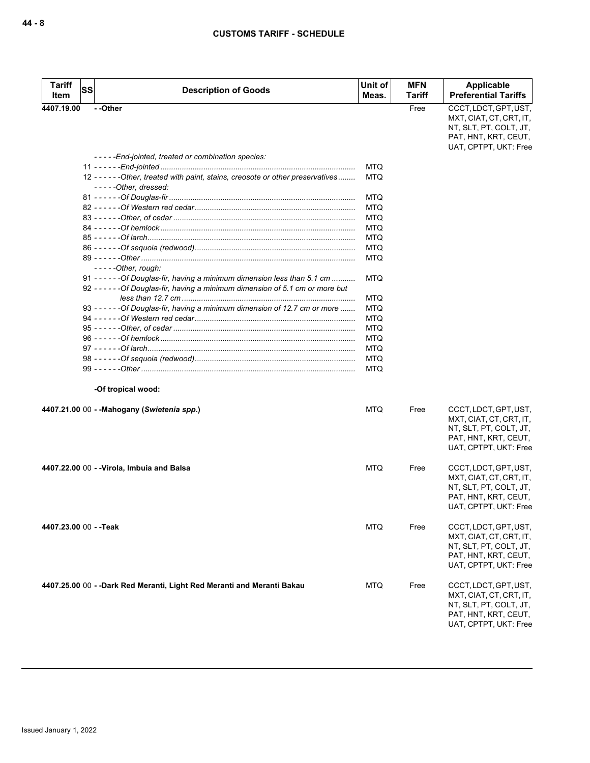| Tariff Item | SS | Description of Goods | Unit of Meas. | MFN Tariff | Applicable Preferential Tariffs |
|---|---|---|---|---|---|
| 4407.19.00 | | - -Other | | Free | CCCT, LDCT, GPT, UST, MXT, CIAT, CT, CRT, IT, NT, SLT, PT, COLT, JT, PAT, HNT, KRT, CEUT, UAT, CPTPT, UKT: Free |
| | | *- - - - -End-jointed, treated or combination species:* | | | |
| | 11 | *- - - - - -End-jointed* | MTQ | | |
| | 12 | *- - - - - -Other, treated with paint, stains, creosote or other preservatives* | MTQ | | |
| | | *- - - - -Other, dressed:* | | | |
| | 81 | *- - - - - -Of Douglas-fir* | MTQ | | |
| | 82 | *- - - - - -Of Western red cedar* | MTQ | | |
| | 83 | *- - - - - -Other, of cedar* | MTQ | | |
| | 84 | *- - - - - -Of hemlock* | MTQ | | |
| | 85 | *- - - - - -Of larch* | MTQ | | |
| | 86 | *- - - - - -Of sequoia (redwood)* | MTQ | | |
| | 89 | *- - - - - -Other* | MTQ | | |
| | | *- - - - -Other, rough:* | | | |
| | 91 | *- - - - - -Of Douglas-fir, having a minimum dimension less than 5.1 cm* | MTQ | | |
| | 92 | *- - - - - -Of Douglas-fir, having a minimum dimension of 5.1 cm or more but less than 12.7 cm* | MTQ | | |
| | 93 | *- - - - - -Of Douglas-fir, having a minimum dimension of 12.7 cm or more* | MTQ | | |
| | 94 | *- - - - - -Of Western red cedar* | MTQ | | |
| | 95 | *- - - - - -Other, of cedar* | MTQ | | |
| | 96 | *- - - - - -Of hemlock* | MTQ | | |
| | 97 | *- - - - - -Of larch* | MTQ | | |
| | 98 | *- - - - - -Of sequoia (redwood)* | MTQ | | |
| | 99 | *- - - - - -Other* | MTQ | | |
| | | **-Of tropical wood:** | | | |
| 4407.21.00 | 00 | **- -Mahogany (*Swietenia spp.*)** | MTQ | Free | CCCT, LDCT, GPT, UST, MXT, CIAT, CT, CRT, IT, NT, SLT, PT, COLT, JT, PAT, HNT, KRT, CEUT, UAT, CPTPT, UKT: Free |
| 4407.22.00 | 00 | **- -Virola, Imbuia and Balsa** | MTQ | Free | CCCT, LDCT, GPT, UST, MXT, CIAT, CT, CRT, IT, NT, SLT, PT, COLT, JT, PAT, HNT, KRT, CEUT, UAT, CPTPT, UKT: Free |
| 4407.23.00 | 00 | **- -Teak** | MTQ | Free | CCCT, LDCT, GPT, UST, MXT, CIAT, CT, CRT, IT, NT, SLT, PT, COLT, JT, PAT, HNT, KRT, CEUT, UAT, CPTPT, UKT: Free |
| 4407.25.00 | 00 | **- -Dark Red Meranti, Light Red Meranti and Meranti Bakau** | MTQ | Free | CCCT, LDCT, GPT, UST, MXT, CIAT, CT, CRT, IT, NT, SLT, PT, COLT, JT, PAT, HNT, KRT, CEUT, UAT, CPTPT, UKT: Free |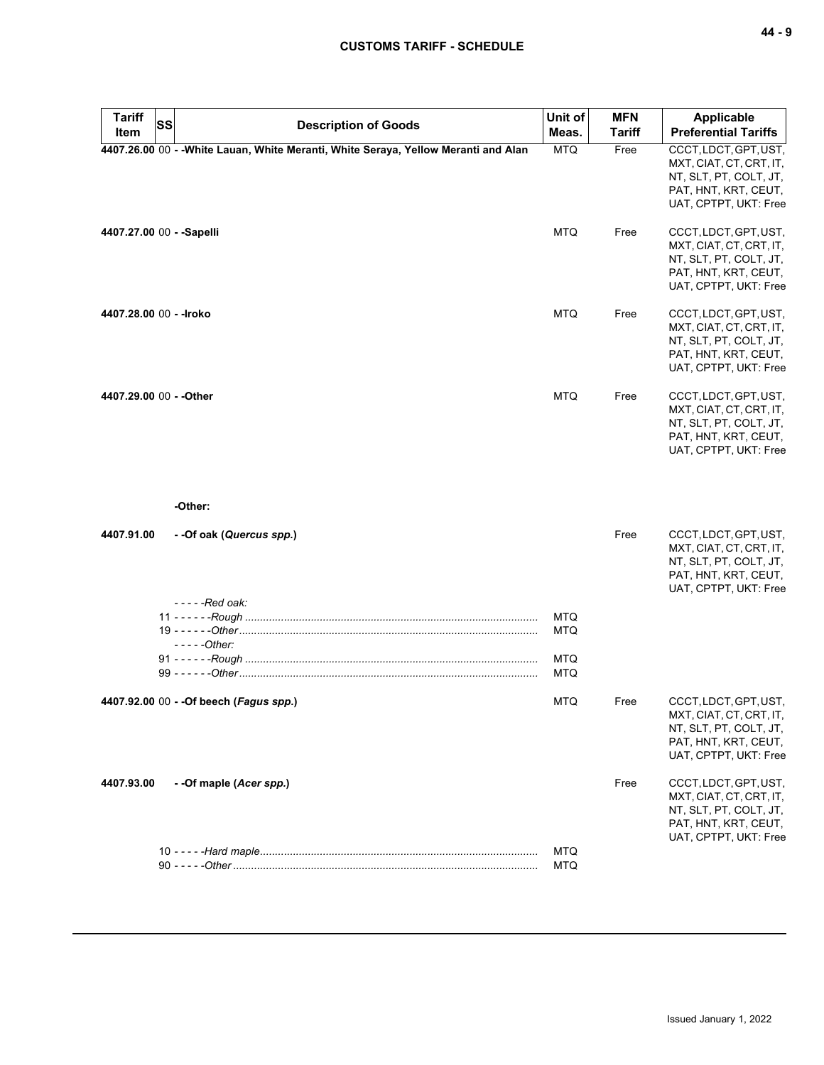| Tariff Item | SS | Description of Goods | Unit of Meas. | MFN Tariff | Applicable Preferential Tariffs |
|---|---|---|---|---|---|
| **4407.26.00** | 00 | **- -White Lauan, White Meranti, White Seraya, Yellow Meranti and Alan** | MTQ | Free | CCCT, LDCT, GPT, UST, MXT, CIAT, CT, CRT, IT, NT, SLT, PT, COLT, JT, PAT, HNT, KRT, CEUT, UAT, CPTPT, UKT: Free |
| **4407.27.00** | 00 | **- -Sapelli** | MTQ | Free | CCCT, LDCT, GPT, UST, MXT, CIAT, CT, CRT, IT, NT, SLT, PT, COLT, JT, PAT, HNT, KRT, CEUT, UAT, CPTPT, UKT: Free |
| **4407.28.00** | 00 | **- -Iroko** | MTQ | Free | CCCT, LDCT, GPT, UST, MXT, CIAT, CT, CRT, IT, NT, SLT, PT, COLT, JT, PAT, HNT, KRT, CEUT, UAT, CPTPT, UKT: Free |
| **4407.29.00** | 00 | **- -Other** | MTQ | Free | CCCT, LDCT, GPT, UST, MXT, CIAT, CT, CRT, IT, NT, SLT, PT, COLT, JT, PAT, HNT, KRT, CEUT, UAT, CPTPT, UKT: Free |
| | | **-Other:** | | | |
| **4407.91.00** | | **- -Of oak (*Quercus spp.*)** | | Free | CCCT, LDCT, GPT, UST, MXT, CIAT, CT, CRT, IT, NT, SLT, PT, COLT, JT, PAT, HNT, KRT, CEUT, UAT, CPTPT, UKT: Free |
| | | *- - - - -Red oak:* | | | |
| | 11 | *- - - - - -Rough* | MTQ | | |
| | 19 | *- - - - - -Other* | MTQ | | |
| | | *- - - - -Other:* | | | |
| | 91 | *- - - - - -Rough* | MTQ | | |
| | 99 | *- - - - - -Other* | MTQ | | |
| **4407.92.00** | 00 | **- -Of beech (*Fagus spp.*)** | MTQ | Free | CCCT, LDCT, GPT, UST, MXT, CIAT, CT, CRT, IT, NT, SLT, PT, COLT, JT, PAT, HNT, KRT, CEUT, UAT, CPTPT, UKT: Free |
| **4407.93.00** | | **- -Of maple (*Acer spp.*)** | | Free | CCCT, LDCT, GPT, UST, MXT, CIAT, CT, CRT, IT, NT, SLT, PT, COLT, JT, PAT, HNT, KRT, CEUT, UAT, CPTPT, UKT: Free |
| | 10 | *- - - - -Hard maple* | MTQ | | |
| | 90 | *- - - - -Other* | MTQ | | |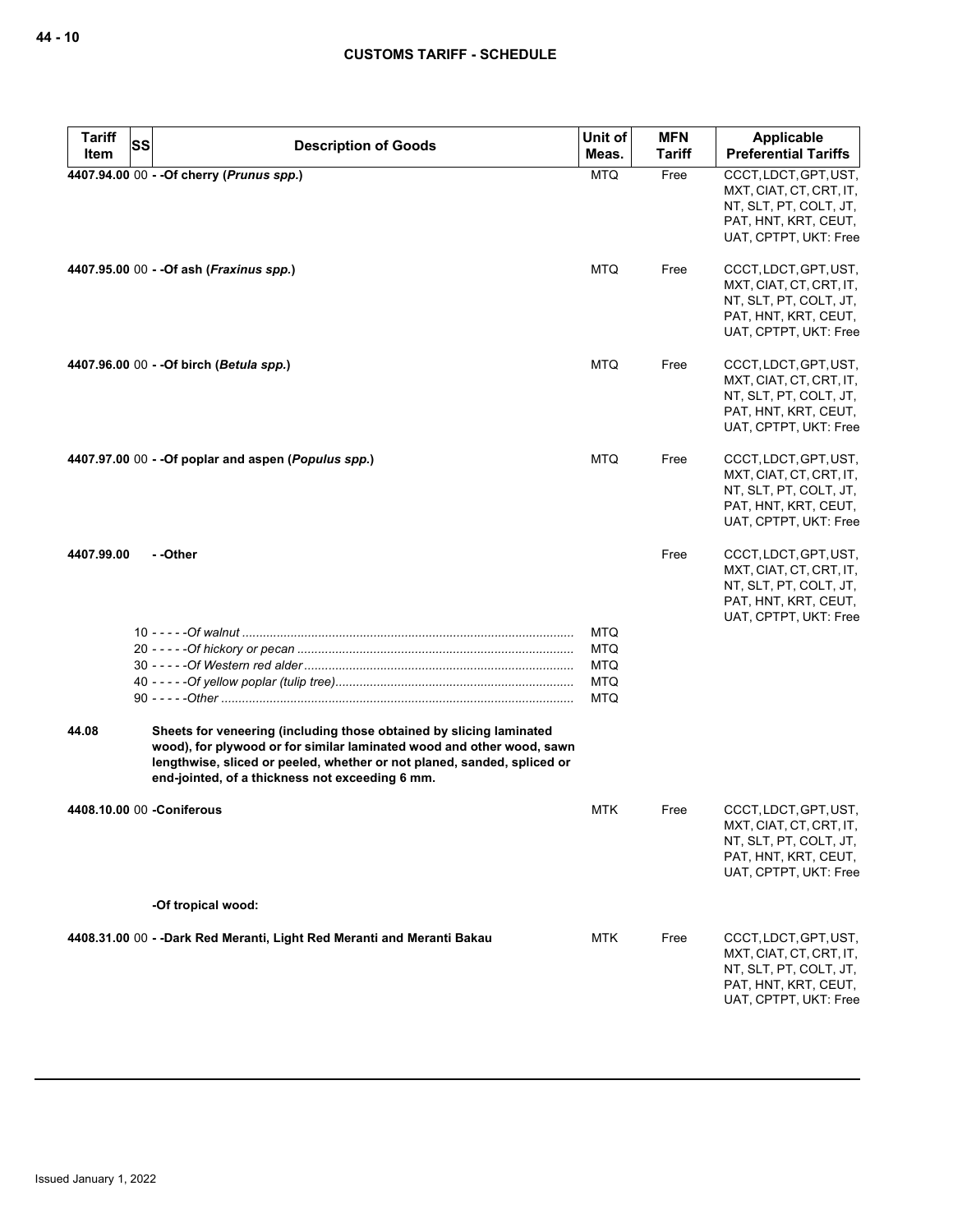| Tariff Item | SS | Description of Goods | Unit of Meas. | MFN Tariff | Applicable Preferential Tariffs |
|---|---|---|---|---|---|
| 4407.94.00 | 00 | - -Of cherry (*Prunus spp.*) | MTQ | Free | CCCT, LDCT, GPT, UST, MXT, CIAT, CT, CRT, IT, NT, SLT, PT, COLT, JT, PAT, HNT, KRT, CEUT, UAT, CPTPT, UKT: Free |
| 4407.95.00 | 00 | - -Of ash (*Fraxinus spp.*) | MTQ | Free | CCCT, LDCT, GPT, UST, MXT, CIAT, CT, CRT, IT, NT, SLT, PT, COLT, JT, PAT, HNT, KRT, CEUT, UAT, CPTPT, UKT: Free |
| 4407.96.00 | 00 | - -Of birch (*Betula spp.*) | MTQ | Free | CCCT, LDCT, GPT, UST, MXT, CIAT, CT, CRT, IT, NT, SLT, PT, COLT, JT, PAT, HNT, KRT, CEUT, UAT, CPTPT, UKT: Free |
| 4407.97.00 | 00 | - -Of poplar and aspen (*Populus spp.*) | MTQ | Free | CCCT, LDCT, GPT, UST, MXT, CIAT, CT, CRT, IT, NT, SLT, PT, COLT, JT, PAT, HNT, KRT, CEUT, UAT, CPTPT, UKT: Free |
| 4407.99.00 | | - -Other | | Free | CCCT, LDCT, GPT, UST, MXT, CIAT, CT, CRT, IT, NT, SLT, PT, COLT, JT, PAT, HNT, KRT, CEUT, UAT, CPTPT, UKT: Free |
| | 10 | - - - - -*Of walnut* | MTQ | | |
| | 20 | - - - - -*Of hickory or pecan* | MTQ | | |
| | 30 | - - - - -*Of Western red alder* | MTQ | | |
| | 40 | - - - - -*Of yellow poplar (tulip tree)* | MTQ | | |
| | 90 | - - - - -*Other* | MTQ | | |
| 44.08 | | **Sheets for veneering (including those obtained by slicing laminated wood), for plywood or for similar laminated wood and other wood, sawn lengthwise, sliced or peeled, whether or not planed, sanded, spliced or end-jointed, of a thickness not exceeding 6 mm.** | | | |
| 4408.10.00 | 00 | -Coniferous | MTK | Free | CCCT, LDCT, GPT, UST, MXT, CIAT, CT, CRT, IT, NT, SLT, PT, COLT, JT, PAT, HNT, KRT, CEUT, UAT, CPTPT, UKT: Free |
| | | -Of tropical wood: | | | |
| 4408.31.00 | 00 | - -Dark Red Meranti, Light Red Meranti and Meranti Bakau | MTK | Free | CCCT, LDCT, GPT, UST, MXT, CIAT, CT, CRT, IT, NT, SLT, PT, COLT, JT, PAT, HNT, KRT, CEUT, UAT, CPTPT, UKT: Free |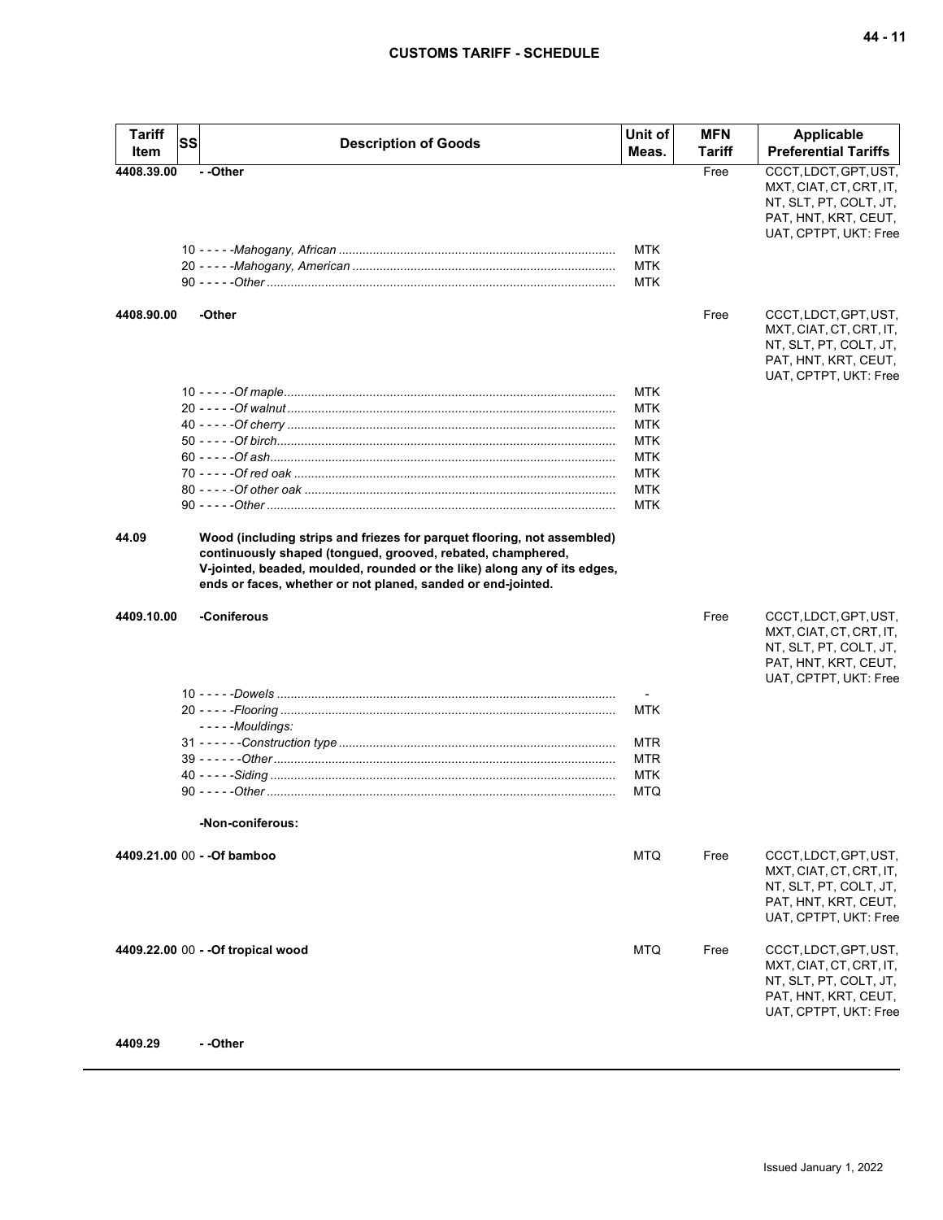| Tariff Item | SS | Description of Goods | Unit of Meas. | MFN Tariff | Applicable Preferential Tariffs |
|---|---|---|---|---|---|
| 4408.39.00 | | - -Other | | Free | CCCT, LDCT, GPT, UST, MXT, CIAT, CT, CRT, IT, NT, SLT, PT, COLT, JT, PAT, HNT, KRT, CEUT, UAT, CPTPT, UKT: Free |
| | 10 | - - - - -*Mahogany, African* | MTK | | |
| | 20 | - - - - -*Mahogany, American* | MTK | | |
| | 90 | - - - - -*Other* | MTK | | |
| 4408.90.00 | | -Other | | Free | CCCT, LDCT, GPT, UST, MXT, CIAT, CT, CRT, IT, NT, SLT, PT, COLT, JT, PAT, HNT, KRT, CEUT, UAT, CPTPT, UKT: Free |
| | 10 | - - - - -*Of maple* | MTK | | |
| | 20 | - - - - -*Of walnut* | MTK | | |
| | 40 | - - - - -*Of cherry* | MTK | | |
| | 50 | - - - - -*Of birch* | MTK | | |
| | 60 | - - - - -*Of ash* | MTK | | |
| | 70 | - - - - -*Of red oak* | MTK | | |
| | 80 | - - - - -*Of other oak* | MTK | | |
| | 90 | - - - - -*Other* | MTK | | |
| 44.09 | | **Wood (including strips and friezes for parquet flooring, not assembled) continuously shaped (tongued, grooved, rebated, champhered, V-jointed, beaded, moulded, rounded or the like) along any of its edges, ends or faces, whether or not planed, sanded or end-jointed.** | | | |
| 4409.10.00 | | -Coniferous | | Free | CCCT, LDCT, GPT, UST, MXT, CIAT, CT, CRT, IT, NT, SLT, PT, COLT, JT, PAT, HNT, KRT, CEUT, UAT, CPTPT, UKT: Free |
| | 10 | - - - - -*Dowels* | - | | |
| | 20 | - - - - -*Flooring* | MTK | | |
| | | - - - - -*Mouldings:* | | | |
| | 31 | - - - - - -*Construction type* | MTR | | |
| | 39 | - - - - - -*Other* | MTR | | |
| | 40 | - - - - -*Siding* | MTK | | |
| | 90 | - - - - -*Other* | MTQ | | |
| | | -Non-coniferous: | | | |
| 4409.21.00 | 00 | - -Of bamboo | MTQ | Free | CCCT, LDCT, GPT, UST, MXT, CIAT, CT, CRT, IT, NT, SLT, PT, COLT, JT, PAT, HNT, KRT, CEUT, UAT, CPTPT, UKT: Free |
| 4409.22.00 | 00 | - -Of tropical wood | MTQ | Free | CCCT, LDCT, GPT, UST, MXT, CIAT, CT, CRT, IT, NT, SLT, PT, COLT, JT, PAT, HNT, KRT, CEUT, UAT, CPTPT, UKT: Free |
| 4409.29 | | - -Other | | | |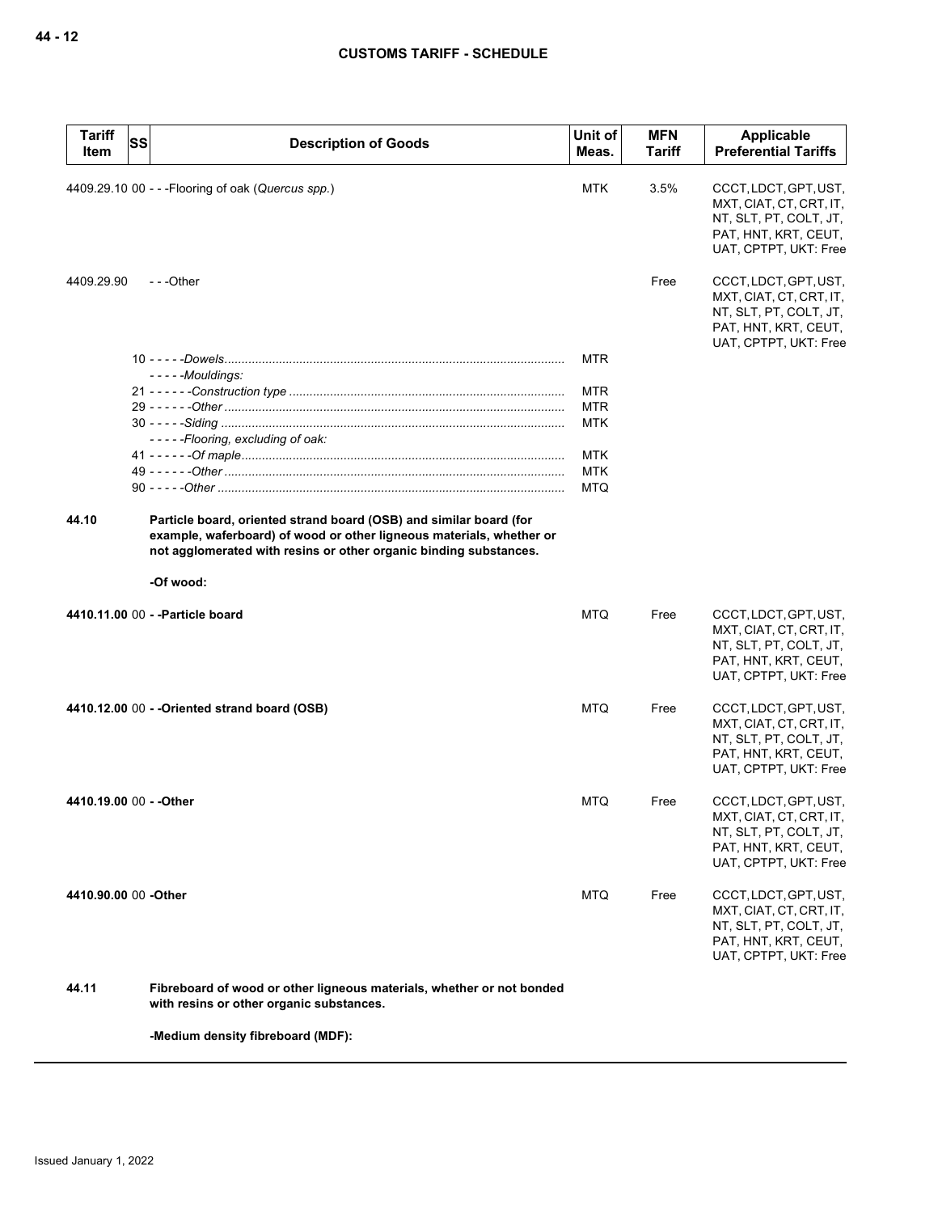| Tariff Item | SS | Description of Goods | Unit of Meas. | MFN Tariff | Applicable Preferential Tariffs |
|---|---|---|---|---|---|
| 4409.29.10 | 00 | - - -Flooring of oak (*Quercus spp.*) | MTK | 3.5% | CCCT, LDCT, GPT, UST, MXT, CIAT, CT, CRT, IT, NT, SLT, PT, COLT, JT, PAT, HNT, KRT, CEUT, UAT, CPTPT, UKT: Free |
| 4409.29.90 | | - - -Other | | Free | CCCT, LDCT, GPT, UST, MXT, CIAT, CT, CRT, IT, NT, SLT, PT, COLT, JT, PAT, HNT, KRT, CEUT, UAT, CPTPT, UKT: Free |
| | 10 | - - - - -*Dowels* | MTR | | |
| | | - - - - -*Mouldings:* | | | |
| | 21 | - - - - - -*Construction type* | MTR | | |
| | 29 | - - - - - -*Other* | MTR | | |
| | 30 | - - - - -*Siding* | MTK | | |
| | | - - - - -*Flooring, excluding of oak:* | | | |
| | 41 | - - - - - -*Of maple* | MTK | | |
| | 49 | - - - - - -*Other* | MTK | | |
| | 90 | - - - - -*Other* | MTQ | | |
| **44.10** | | **Particle board, oriented strand board (OSB) and similar board (for example, waferboard) of wood or other ligneous materials, whether or not agglomerated with resins or other organic binding substances.** | | | |
| | | **-Of wood:** | | | |
| **4410.11.00** | 00 | **- -Particle board** | MTQ | Free | CCCT, LDCT, GPT, UST, MXT, CIAT, CT, CRT, IT, NT, SLT, PT, COLT, JT, PAT, HNT, KRT, CEUT, UAT, CPTPT, UKT: Free |
| **4410.12.00** | 00 | **- -Oriented strand board (OSB)** | MTQ | Free | CCCT, LDCT, GPT, UST, MXT, CIAT, CT, CRT, IT, NT, SLT, PT, COLT, JT, PAT, HNT, KRT, CEUT, UAT, CPTPT, UKT: Free |
| **4410.19.00** | 00 | **- -Other** | MTQ | Free | CCCT, LDCT, GPT, UST, MXT, CIAT, CT, CRT, IT, NT, SLT, PT, COLT, JT, PAT, HNT, KRT, CEUT, UAT, CPTPT, UKT: Free |
| **4410.90.00** | 00 | **-Other** | MTQ | Free | CCCT, LDCT, GPT, UST, MXT, CIAT, CT, CRT, IT, NT, SLT, PT, COLT, JT, PAT, HNT, KRT, CEUT, UAT, CPTPT, UKT: Free |
| **44.11** | | **Fibreboard of wood or other ligneous materials, whether or not bonded with resins or other organic substances.** | | | |
| | | **-Medium density fibreboard (MDF):** | | | |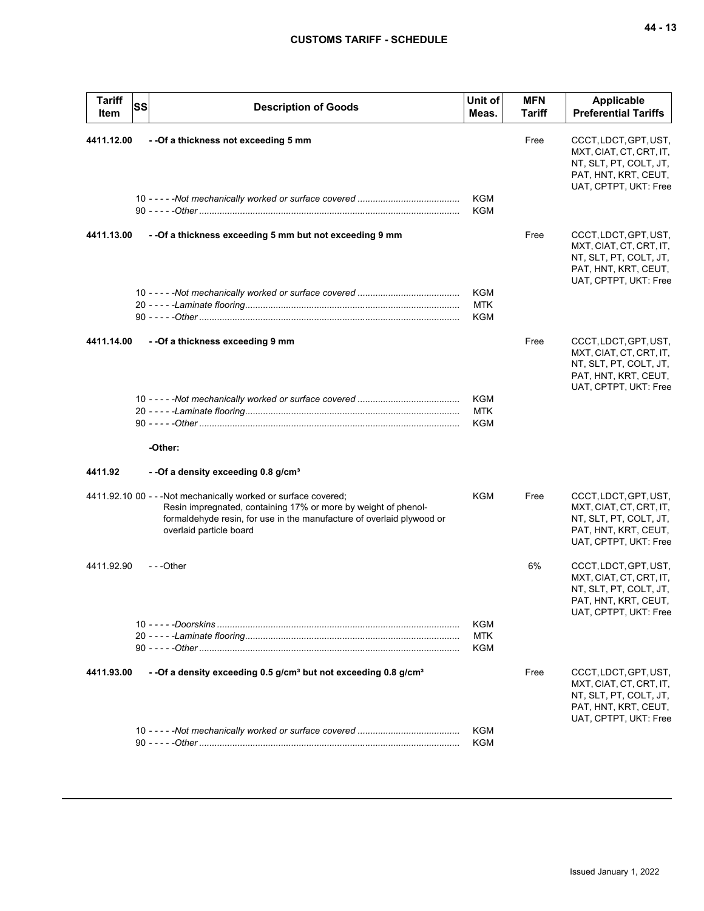| Tariff Item | SS | Description of Goods | Unit of Meas. | MFN Tariff | Applicable Preferential Tariffs |
|---|---|---|---|---|---|
| **4411.12.00** | | **- -Of a thickness not exceeding 5 mm** | | Free | CCCT, LDCT, GPT, UST, MXT, CIAT, CT, CRT, IT, NT, SLT, PT, COLT, JT, PAT, HNT, KRT, CEUT, UAT, CPTPT, UKT: Free |
| | | 10 - - - - -*Not mechanically worked or surface covered* | KGM | | |
| | | 90 - - - - -*Other* | KGM | | |
| **4411.13.00** | | **- -Of a thickness exceeding 5 mm but not exceeding 9 mm** | | Free | CCCT, LDCT, GPT, UST, MXT, CIAT, CT, CRT, IT, NT, SLT, PT, COLT, JT, PAT, HNT, KRT, CEUT, UAT, CPTPT, UKT: Free |
| | | 10 - - - - -*Not mechanically worked or surface covered* | KGM | | |
| | | 20 - - - - -*Laminate flooring* | MTK | | |
| | | 90 - - - - -*Other* | KGM | | |
| **4411.14.00** | | **- -Of a thickness exceeding 9 mm** | | Free | CCCT, LDCT, GPT, UST, MXT, CIAT, CT, CRT, IT, NT, SLT, PT, COLT, JT, PAT, HNT, KRT, CEUT, UAT, CPTPT, UKT: Free |
| | | 10 - - - - -*Not mechanically worked or surface covered* | KGM | | |
| | | 20 - - - - -*Laminate flooring* | MTK | | |
| | | 90 - - - - -*Other* | KGM | | |
| | | **-Other:** | | | |
| **4411.92** | | **- -Of a density exceeding 0.8 g/cm³** | | | |
| 4411.92.10 | 00 | - - -Not mechanically worked or surface covered; Resin impregnated, containing 17% or more by weight of phenol-formaldehyde resin, for use in the manufacture of overlaid plywood or overlaid particle board | KGM | Free | CCCT, LDCT, GPT, UST, MXT, CIAT, CT, CRT, IT, NT, SLT, PT, COLT, JT, PAT, HNT, KRT, CEUT, UAT, CPTPT, UKT: Free |
| 4411.92.90 | | - - -Other | | 6% | CCCT, LDCT, GPT, UST, MXT, CIAT, CT, CRT, IT, NT, SLT, PT, COLT, JT, PAT, HNT, KRT, CEUT, UAT, CPTPT, UKT: Free |
| | | 10 - - - - -*Doorskins* | KGM | | |
| | | 20 - - - - -*Laminate flooring* | MTK | | |
| | | 90 - - - - -*Other* | KGM | | |
| **4411.93.00** | | **- -Of a density exceeding 0.5 g/cm³ but not exceeding 0.8 g/cm³** | | Free | CCCT, LDCT, GPT, UST, MXT, CIAT, CT, CRT, IT, NT, SLT, PT, COLT, JT, PAT, HNT, KRT, CEUT, UAT, CPTPT, UKT: Free |
| | | 10 - - - - -*Not mechanically worked or surface covered* | KGM | | |
| | | 90 - - - - -*Other* | KGM | | |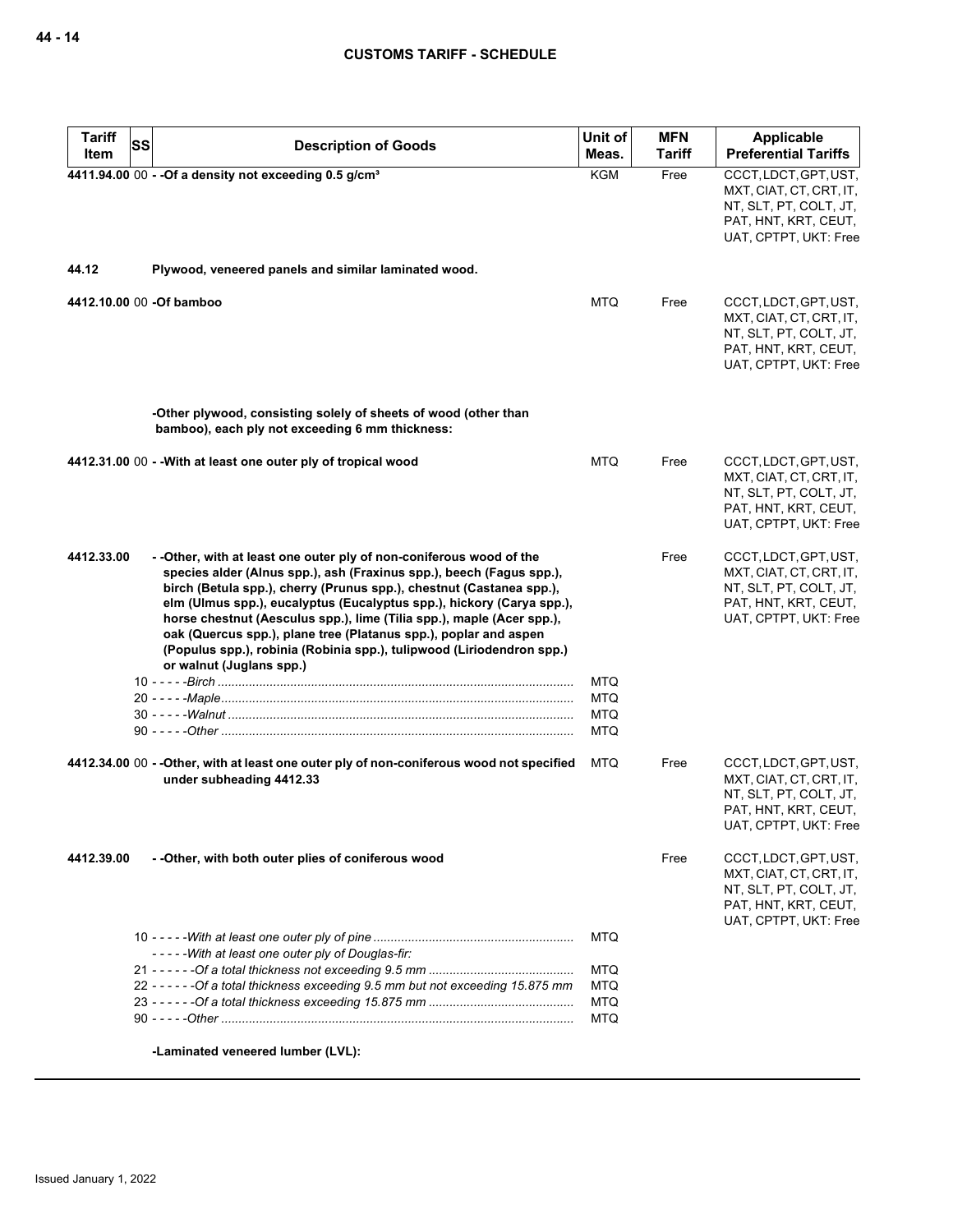| Tariff Item | SS | Description of Goods | Unit of Meas. | MFN Tariff | Applicable Preferential Tariffs |
|---|---|---|---|---|---|
| 4411.94.00 | 00 | - -Of a density not exceeding 0.5 g/cm³ | KGM | Free | CCCT, LDCT, GPT, UST, MXT, CIAT, CT, CRT, IT, NT, SLT, PT, COLT, JT, PAT, HNT, KRT, CEUT, UAT, CPTPT, UKT: Free |
| 44.12 | | Plywood, veneered panels and similar laminated wood. | | | |
| 4412.10.00 | 00 | -Of bamboo | MTQ | Free | CCCT, LDCT, GPT, UST, MXT, CIAT, CT, CRT, IT, NT, SLT, PT, COLT, JT, PAT, HNT, KRT, CEUT, UAT, CPTPT, UKT: Free |
| | | -Other plywood, consisting solely of sheets of wood (other than bamboo), each ply not exceeding 6 mm thickness: | | | |
| 4412.31.00 | 00 | - -With at least one outer ply of tropical wood | MTQ | Free | CCCT, LDCT, GPT, UST, MXT, CIAT, CT, CRT, IT, NT, SLT, PT, COLT, JT, PAT, HNT, KRT, CEUT, UAT, CPTPT, UKT: Free |
| 4412.33.00 | | - -Other, with at least one outer ply of non-coniferous wood of the species alder (Alnus spp.), ash (Fraxinus spp.), beech (Fagus spp.), birch (Betula spp.), cherry (Prunus spp.), chestnut (Castanea spp.), elm (Ulmus spp.), eucalyptus (Eucalyptus spp.), hickory (Carya spp.), horse chestnut (Aesculus spp.), lime (Tilia spp.), maple (Acer spp.), oak (Quercus spp.), plane tree (Platanus spp.), poplar and aspen (Populus spp.), robinia (Robinia spp.), tulipwood (Liriodendron spp.) or walnut (Juglans spp.) | | Free | CCCT, LDCT, GPT, UST, MXT, CIAT, CT, CRT, IT, NT, SLT, PT, COLT, JT, PAT, HNT, KRT, CEUT, UAT, CPTPT, UKT: Free |
| | 10 | - - - - -Birch | MTQ | | |
| | 20 | - - - - -Maple | MTQ | | |
| | 30 | - - - - -Walnut | MTQ | | |
| | 90 | - - - - -Other | MTQ | | |
| 4412.34.00 | 00 | - -Other, with at least one outer ply of non-coniferous wood not specified under subheading 4412.33 | MTQ | Free | CCCT, LDCT, GPT, UST, MXT, CIAT, CT, CRT, IT, NT, SLT, PT, COLT, JT, PAT, HNT, KRT, CEUT, UAT, CPTPT, UKT: Free |
| 4412.39.00 | | - -Other, with both outer plies of coniferous wood | | Free | CCCT, LDCT, GPT, UST, MXT, CIAT, CT, CRT, IT, NT, SLT, PT, COLT, JT, PAT, HNT, KRT, CEUT, UAT, CPTPT, UKT: Free |
| | 10 | - - - - -With at least one outer ply of pine | MTQ | | |
| | | - - - - -With at least one outer ply of Douglas-fir: | | | |
| | 21 | - - - - - -Of a total thickness not exceeding 9.5 mm | MTQ | | |
| | 22 | - - - - - -Of a total thickness exceeding 9.5 mm but not exceeding 15.875 mm | MTQ | | |
| | 23 | - - - - - -Of a total thickness exceeding 15.875 mm | MTQ | | |
| | 90 | - - - - -Other | MTQ | | |
| | | -Laminated veneered lumber (LVL): | | | |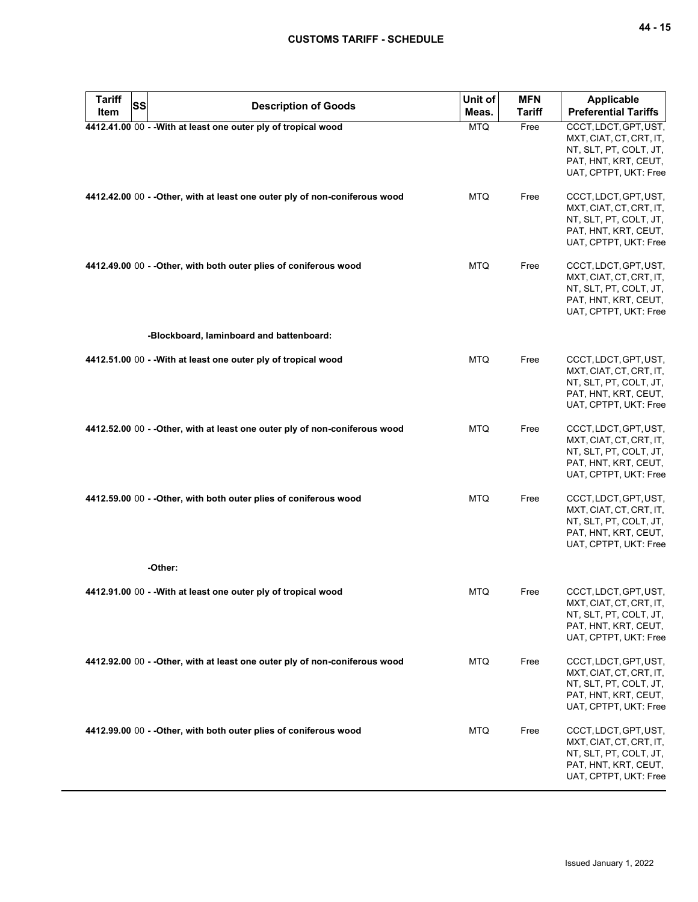| Tariff Item | SS | Description of Goods | Unit of Meas. | MFN Tariff | Applicable Preferential Tariffs |
|---|---|---|---|---|---|
| 4412.41.00 | 00 | - -With at least one outer ply of tropical wood | MTQ | Free | CCCT, LDCT, GPT, UST, MXT, CIAT, CT, CRT, IT, NT, SLT, PT, COLT, JT, PAT, HNT, KRT, CEUT, UAT, CPTPT, UKT: Free |
| 4412.42.00 | 00 | - -Other, with at least one outer ply of non-coniferous wood | MTQ | Free | CCCT, LDCT, GPT, UST, MXT, CIAT, CT, CRT, IT, NT, SLT, PT, COLT, JT, PAT, HNT, KRT, CEUT, UAT, CPTPT, UKT: Free |
| 4412.49.00 | 00 | - -Other, with both outer plies of coniferous wood | MTQ | Free | CCCT, LDCT, GPT, UST, MXT, CIAT, CT, CRT, IT, NT, SLT, PT, COLT, JT, PAT, HNT, KRT, CEUT, UAT, CPTPT, UKT: Free |
| | | -Blockboard, laminboard and battenboard: | | | |
| 4412.51.00 | 00 | - -With at least one outer ply of tropical wood | MTQ | Free | CCCT, LDCT, GPT, UST, MXT, CIAT, CT, CRT, IT, NT, SLT, PT, COLT, JT, PAT, HNT, KRT, CEUT, UAT, CPTPT, UKT: Free |
| 4412.52.00 | 00 | - -Other, with at least one outer ply of non-coniferous wood | MTQ | Free | CCCT, LDCT, GPT, UST, MXT, CIAT, CT, CRT, IT, NT, SLT, PT, COLT, JT, PAT, HNT, KRT, CEUT, UAT, CPTPT, UKT: Free |
| 4412.59.00 | 00 | - -Other, with both outer plies of coniferous wood | MTQ | Free | CCCT, LDCT, GPT, UST, MXT, CIAT, CT, CRT, IT, NT, SLT, PT, COLT, JT, PAT, HNT, KRT, CEUT, UAT, CPTPT, UKT: Free |
| | | -Other: | | | |
| 4412.91.00 | 00 | - -With at least one outer ply of tropical wood | MTQ | Free | CCCT, LDCT, GPT, UST, MXT, CIAT, CT, CRT, IT, NT, SLT, PT, COLT, JT, PAT, HNT, KRT, CEUT, UAT, CPTPT, UKT: Free |
| 4412.92.00 | 00 | - -Other, with at least one outer ply of non-coniferous wood | MTQ | Free | CCCT, LDCT, GPT, UST, MXT, CIAT, CT, CRT, IT, NT, SLT, PT, COLT, JT, PAT, HNT, KRT, CEUT, UAT, CPTPT, UKT: Free |
| 4412.99.00 | 00 | - -Other, with both outer plies of coniferous wood | MTQ | Free | CCCT, LDCT, GPT, UST, MXT, CIAT, CT, CRT, IT, NT, SLT, PT, COLT, JT, PAT, HNT, KRT, CEUT, UAT, CPTPT, UKT: Free |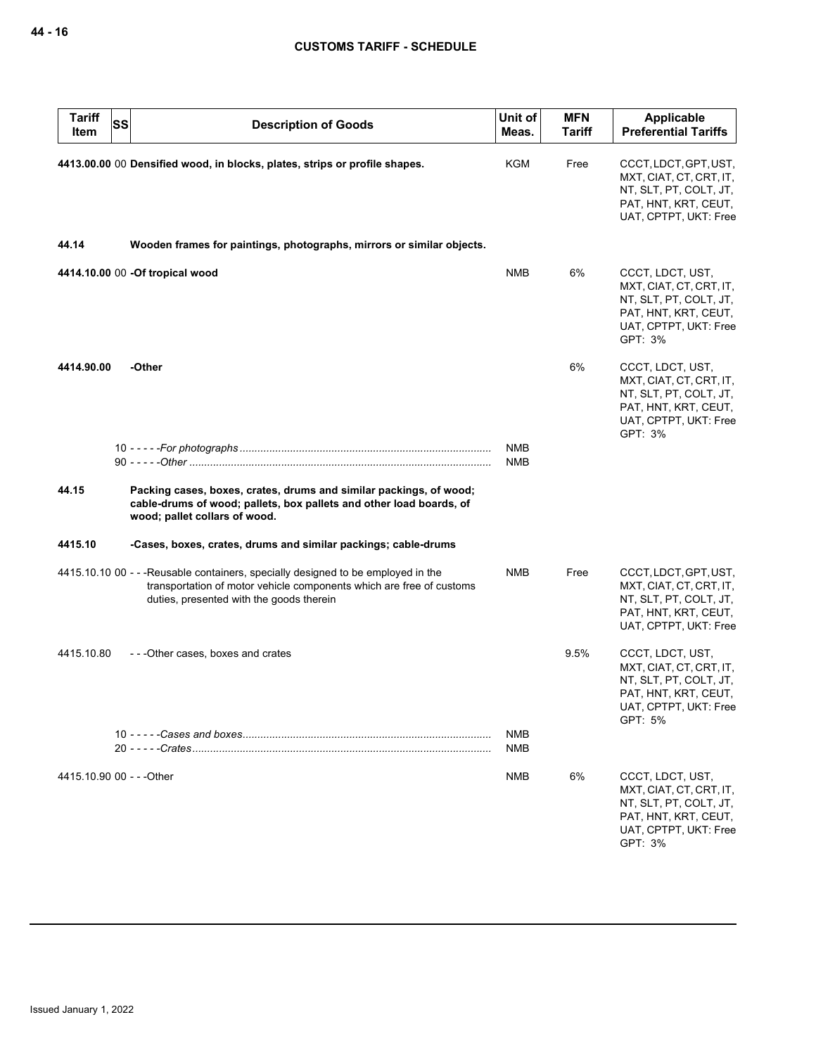| Tariff Item | SS | Description of Goods | Unit of Meas. | MFN Tariff | Applicable Preferential Tariffs |
|---|---|---|---|---|---|
| **4413.00.00** | 00 | **Densified wood, in blocks, plates, strips or profile shapes.** | KGM | Free | CCCT, LDCT, GPT, UST, MXT, CIAT, CT, CRT, IT, NT, SLT, PT, COLT, JT, PAT, HNT, KRT, CEUT, UAT, CPTPT, UKT: Free |
| **44.14** | | **Wooden frames for paintings, photographs, mirrors or similar objects.** | | | |
| **4414.10.00** | 00 | **-Of tropical wood** | NMB | 6% | CCCT, LDCT, UST, MXT, CIAT, CT, CRT, IT, NT, SLT, PT, COLT, JT, PAT, HNT, KRT, CEUT, UAT, CPTPT, UKT: Free<br>GPT: 3% |
| **4414.90.00** | | **-Other** | | 6% | CCCT, LDCT, UST, MXT, CIAT, CT, CRT, IT, NT, SLT, PT, COLT, JT, PAT, HNT, KRT, CEUT, UAT, CPTPT, UKT: Free<br>GPT: 3% |
| | 10 | - - - - -*For photographs* | NMB | | |
| | 90 | - - - - -*Other* | NMB | | |
| **44.15** | | **Packing cases, boxes, crates, drums and similar packings, of wood; cable-drums of wood; pallets, box pallets and other load boards, of wood; pallet collars of wood.** | | | |
| **4415.10** | | **-Cases, boxes, crates, drums and similar packings; cable-drums** | | | |
| 4415.10.10 | 00 | - - -Reusable containers, specially designed to be employed in the transportation of motor vehicle components which are free of customs duties, presented with the goods therein | NMB | Free | CCCT, LDCT, GPT, UST, MXT, CIAT, CT, CRT, IT, NT, SLT, PT, COLT, JT, PAT, HNT, KRT, CEUT, UAT, CPTPT, UKT: Free |
| 4415.10.80 | | - - -Other cases, boxes and crates | | 9.5% | CCCT, LDCT, UST, MXT, CIAT, CT, CRT, IT, NT, SLT, PT, COLT, JT, PAT, HNT, KRT, CEUT, UAT, CPTPT, UKT: Free<br>GPT: 5% |
| | 10 | - - - - -*Cases and boxes* | NMB | | |
| | 20 | - - - - -*Crates* | NMB | | |
| 4415.10.90 | 00 | - - -Other | NMB | 6% | CCCT, LDCT, UST, MXT, CIAT, CT, CRT, IT, NT, SLT, PT, COLT, JT, PAT, HNT, KRT, CEUT, UAT, CPTPT, UKT: Free<br>GPT: 3% |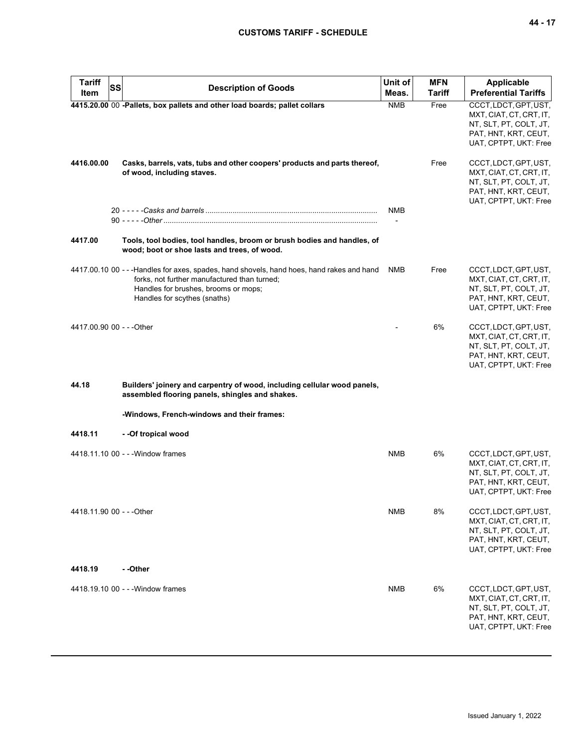| Tariff Item | SS | Description of Goods | Unit of Meas. | MFN Tariff | Applicable Preferential Tariffs |
|---|---|---|---|---|---|
| **4415.20.00** | 00 | **-Pallets, box pallets and other load boards; pallet collars** | NMB | Free | CCCT, LDCT, GPT, UST, MXT, CIAT, CT, CRT, IT, NT, SLT, PT, COLT, JT, PAT, HNT, KRT, CEUT, UAT, CPTPT, UKT: Free |
| **4416.00.00** | | **Casks, barrels, vats, tubs and other coopers' products and parts thereof, of wood, including staves.** | | Free | CCCT, LDCT, GPT, UST, MXT, CIAT, CT, CRT, IT, NT, SLT, PT, COLT, JT, PAT, HNT, KRT, CEUT, UAT, CPTPT, UKT: Free |
| | 20 | - - - - -*Casks and barrels* | NMB | | |
| | 90 | - - - - -*Other* | - | | |
| **4417.00** | | **Tools, tool bodies, tool handles, broom or brush bodies and handles, of wood; boot or shoe lasts and trees, of wood.** | | | |
| 4417.00.10 | 00 | - - -Handles for axes, spades, hand shovels, hand hoes, hand rakes and hand forks, not further manufactured than turned;<br>Handles for brushes, brooms or mops;<br>Handles for scythes (snaths) | NMB | Free | CCCT, LDCT, GPT, UST, MXT, CIAT, CT, CRT, IT, NT, SLT, PT, COLT, JT, PAT, HNT, KRT, CEUT, UAT, CPTPT, UKT: Free |
| 4417.00.90 | 00 | - - -Other | - | 6% | CCCT, LDCT, GPT, UST, MXT, CIAT, CT, CRT, IT, NT, SLT, PT, COLT, JT, PAT, HNT, KRT, CEUT, UAT, CPTPT, UKT: Free |
| **44.18** | | **Builders' joinery and carpentry of wood, including cellular wood panels, assembled flooring panels, shingles and shakes.** | | | |
| | | **-Windows, French-windows and their frames:** | | | |
| **4418.11** | | **- -Of tropical wood** | | | |
| 4418.11.10 | 00 | - - -Window frames | NMB | 6% | CCCT, LDCT, GPT, UST, MXT, CIAT, CT, CRT, IT, NT, SLT, PT, COLT, JT, PAT, HNT, KRT, CEUT, UAT, CPTPT, UKT: Free |
| 4418.11.90 | 00 | - - -Other | NMB | 8% | CCCT, LDCT, GPT, UST, MXT, CIAT, CT, CRT, IT, NT, SLT, PT, COLT, JT, PAT, HNT, KRT, CEUT, UAT, CPTPT, UKT: Free |
| **4418.19** | | **- -Other** | | | |
| 4418.19.10 | 00 | - - -Window frames | NMB | 6% | CCCT, LDCT, GPT, UST, MXT, CIAT, CT, CRT, IT, NT, SLT, PT, COLT, JT, PAT, HNT, KRT, CEUT, UAT, CPTPT, UKT: Free |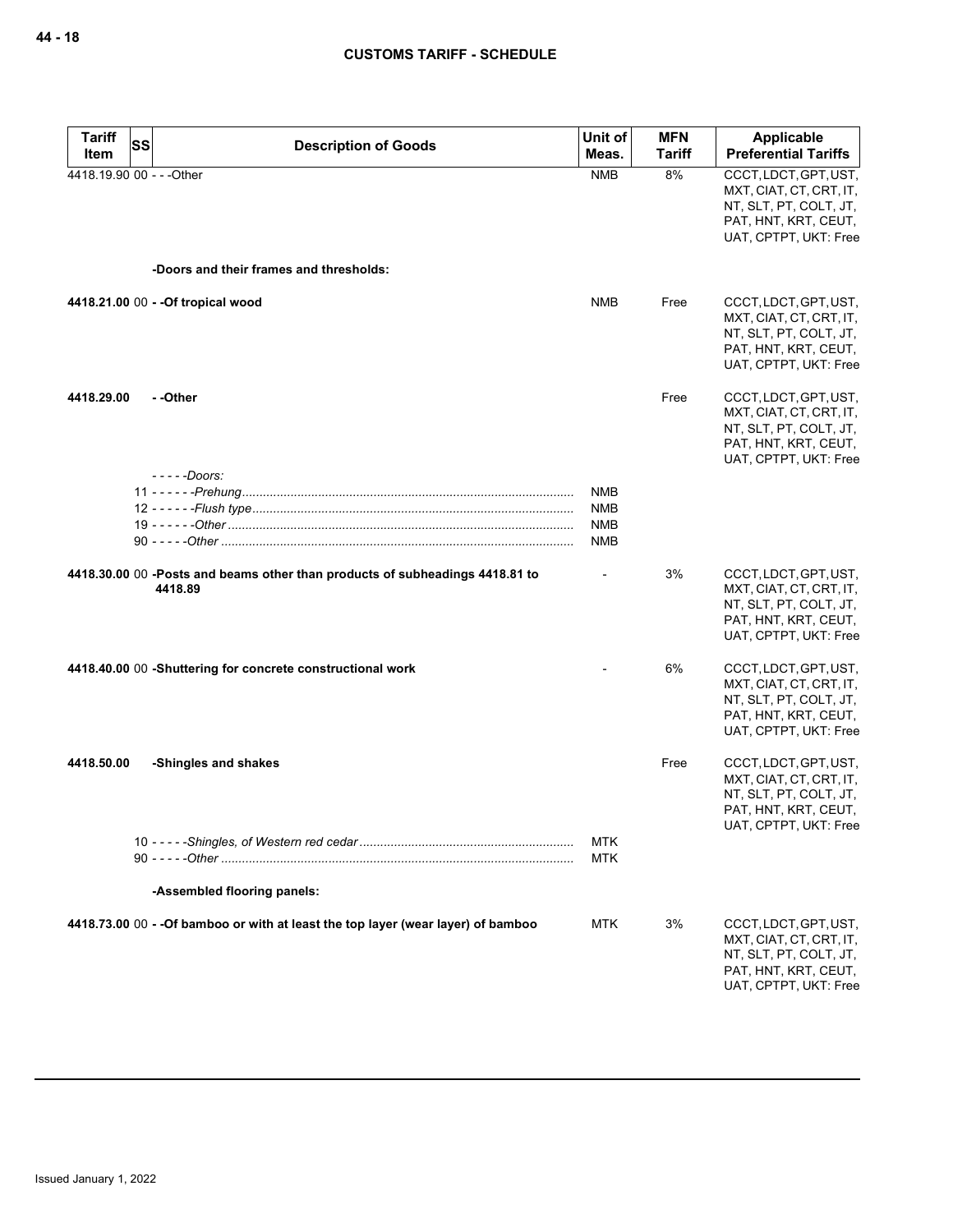| Tariff Item | SS | Description of Goods | Unit of Meas. | MFN Tariff | Applicable Preferential Tariffs |
|---|---|---|---|---|---|
| 4418.19.90 | 00 | - - -Other | NMB | 8% | CCCT, LDCT, GPT, UST, MXT, CIAT, CT, CRT, IT, NT, SLT, PT, COLT, JT, PAT, HNT, KRT, CEUT, UAT, CPTPT, UKT: Free |
| | | **-Doors and their frames and thresholds:** | | | |
| **4418.21.00** | 00 | **- -Of tropical wood** | NMB | Free | CCCT, LDCT, GPT, UST, MXT, CIAT, CT, CRT, IT, NT, SLT, PT, COLT, JT, PAT, HNT, KRT, CEUT, UAT, CPTPT, UKT: Free |
| **4418.29.00** | | **- -Other** | | Free | CCCT, LDCT, GPT, UST, MXT, CIAT, CT, CRT, IT, NT, SLT, PT, COLT, JT, PAT, HNT, KRT, CEUT, UAT, CPTPT, UKT: Free |
| | | *- - - - -Doors:* | | | |
| | 11 | *- - - - - -Prehung* | NMB | | |
| | 12 | *- - - - - -Flush type* | NMB | | |
| | 19 | *- - - - - -Other* | NMB | | |
| | 90 | *- - - - -Other* | NMB | | |
| **4418.30.00** | 00 | **-Posts and beams other than products of subheadings 4418.81 to 4418.89** | - | 3% | CCCT, LDCT, GPT, UST, MXT, CIAT, CT, CRT, IT, NT, SLT, PT, COLT, JT, PAT, HNT, KRT, CEUT, UAT, CPTPT, UKT: Free |
| **4418.40.00** | 00 | **-Shuttering for concrete constructional work** | - | 6% | CCCT, LDCT, GPT, UST, MXT, CIAT, CT, CRT, IT, NT, SLT, PT, COLT, JT, PAT, HNT, KRT, CEUT, UAT, CPTPT, UKT: Free |
| **4418.50.00** | | **-Shingles and shakes** | | Free | CCCT, LDCT, GPT, UST, MXT, CIAT, CT, CRT, IT, NT, SLT, PT, COLT, JT, PAT, HNT, KRT, CEUT, UAT, CPTPT, UKT: Free |
| | 10 | *- - - - -Shingles, of Western red cedar* | MTK | | |
| | 90 | *- - - - -Other* | MTK | | |
| | | **-Assembled flooring panels:** | | | |
| **4418.73.00** | 00 | **- -Of bamboo or with at least the top layer (wear layer) of bamboo** | MTK | 3% | CCCT, LDCT, GPT, UST, MXT, CIAT, CT, CRT, IT, NT, SLT, PT, COLT, JT, PAT, HNT, KRT, CEUT, UAT, CPTPT, UKT: Free |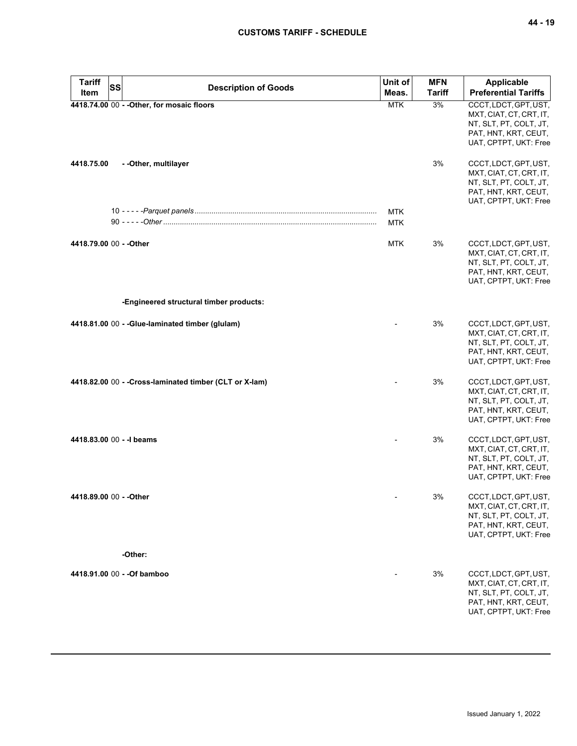| Tariff Item | SS | Description of Goods | Unit of Meas. | MFN Tariff | Applicable Preferential Tariffs |
|---|---|---|---|---|---|
| 4418.74.00 | 00 | - -Other, for mosaic floors | MTK | 3% | CCCT, LDCT, GPT, UST, MXT, CIAT, CT, CRT, IT, NT, SLT, PT, COLT, JT, PAT, HNT, KRT, CEUT, UAT, CPTPT, UKT: Free |
| 4418.75.00 | | - -Other, multilayer | | 3% | CCCT, LDCT, GPT, UST, MXT, CIAT, CT, CRT, IT, NT, SLT, PT, COLT, JT, PAT, HNT, KRT, CEUT, UAT, CPTPT, UKT: Free |
| | 10 | - - - - -*Parquet panels* | MTK | | |
| | 90 | - - - - -*Other* | MTK | | |
| 4418.79.00 | 00 | - -Other | MTK | 3% | CCCT, LDCT, GPT, UST, MXT, CIAT, CT, CRT, IT, NT, SLT, PT, COLT, JT, PAT, HNT, KRT, CEUT, UAT, CPTPT, UKT: Free |
| | | -Engineered structural timber products: | | | |
| 4418.81.00 | 00 | - -Glue-laminated timber (glulam) | - | 3% | CCCT, LDCT, GPT, UST, MXT, CIAT, CT, CRT, IT, NT, SLT, PT, COLT, JT, PAT, HNT, KRT, CEUT, UAT, CPTPT, UKT: Free |
| 4418.82.00 | 00 | - -Cross-laminated timber (CLT or X-lam) | - | 3% | CCCT, LDCT, GPT, UST, MXT, CIAT, CT, CRT, IT, NT, SLT, PT, COLT, JT, PAT, HNT, KRT, CEUT, UAT, CPTPT, UKT: Free |
| 4418.83.00 | 00 | - -I beams | - | 3% | CCCT, LDCT, GPT, UST, MXT, CIAT, CT, CRT, IT, NT, SLT, PT, COLT, JT, PAT, HNT, KRT, CEUT, UAT, CPTPT, UKT: Free |
| 4418.89.00 | 00 | - -Other | - | 3% | CCCT, LDCT, GPT, UST, MXT, CIAT, CT, CRT, IT, NT, SLT, PT, COLT, JT, PAT, HNT, KRT, CEUT, UAT, CPTPT, UKT: Free |
| | | -Other: | | | |
| 4418.91.00 | 00 | - -Of bamboo | - | 3% | CCCT, LDCT, GPT, UST, MXT, CIAT, CT, CRT, IT, NT, SLT, PT, COLT, JT, PAT, HNT, KRT, CEUT, UAT, CPTPT, UKT: Free |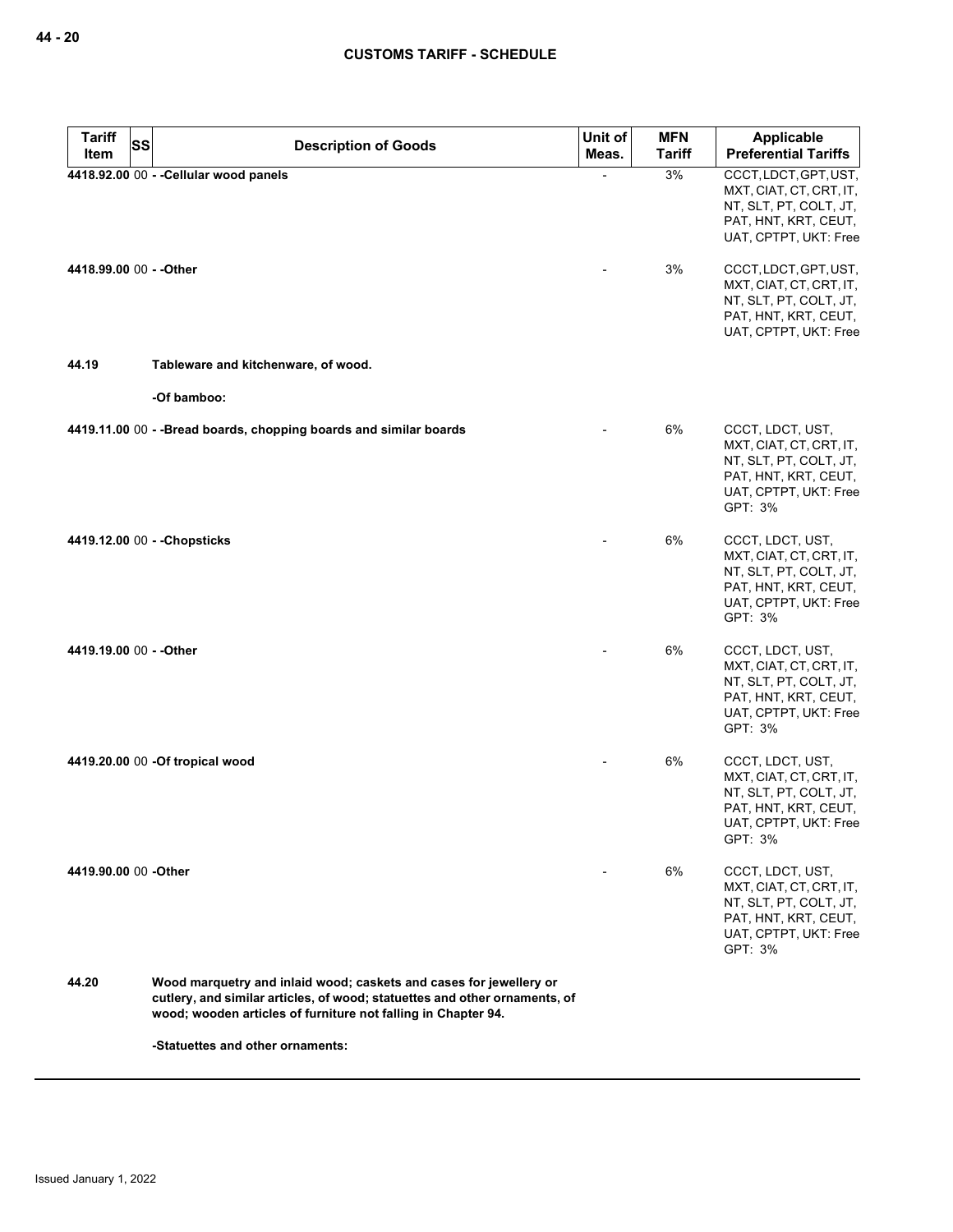| Tariff Item | SS | Description of Goods | Unit of Meas. | MFN Tariff | Applicable Preferential Tariffs |
|---|---|---|---|---|---|
| **4418.92.00** | 00 | **- -Cellular wood panels** | - | 3% | CCCT, LDCT, GPT, UST, MXT, CIAT, CT, CRT, IT, NT, SLT, PT, COLT, JT, PAT, HNT, KRT, CEUT, UAT, CPTPT, UKT: Free |
| **4418.99.00** | 00 | **- -Other** | - | 3% | CCCT, LDCT, GPT, UST, MXT, CIAT, CT, CRT, IT, NT, SLT, PT, COLT, JT, PAT, HNT, KRT, CEUT, UAT, CPTPT, UKT: Free |
| **44.19** | | **Tableware and kitchenware, of wood.** | | | |
| | | **-Of bamboo:** | | | |
| **4419.11.00** | 00 | **- -Bread boards, chopping boards and similar boards** | - | 6% | CCCT, LDCT, UST, MXT, CIAT, CT, CRT, IT, NT, SLT, PT, COLT, JT, PAT, HNT, KRT, CEUT, UAT, CPTPT, UKT: Free<br>GPT: 3% |
| **4419.12.00** | 00 | **- -Chopsticks** | - | 6% | CCCT, LDCT, UST, MXT, CIAT, CT, CRT, IT, NT, SLT, PT, COLT, JT, PAT, HNT, KRT, CEUT, UAT, CPTPT, UKT: Free<br>GPT: 3% |
| **4419.19.00** | 00 | **- -Other** | - | 6% | CCCT, LDCT, UST, MXT, CIAT, CT, CRT, IT, NT, SLT, PT, COLT, JT, PAT, HNT, KRT, CEUT, UAT, CPTPT, UKT: Free<br>GPT: 3% |
| **4419.20.00** | 00 | **-Of tropical wood** | - | 6% | CCCT, LDCT, UST, MXT, CIAT, CT, CRT, IT, NT, SLT, PT, COLT, JT, PAT, HNT, KRT, CEUT, UAT, CPTPT, UKT: Free<br>GPT: 3% |
| **4419.90.00** | 00 | **-Other** | - | 6% | CCCT, LDCT, UST, MXT, CIAT, CT, CRT, IT, NT, SLT, PT, COLT, JT, PAT, HNT, KRT, CEUT, UAT, CPTPT, UKT: Free<br>GPT: 3% |
| **44.20** | | **Wood marquetry and inlaid wood; caskets and cases for jewellery or cutlery, and similar articles, of wood; statuettes and other ornaments, of wood; wooden articles of furniture not falling in Chapter 94.** | | | |
| | | **-Statuettes and other ornaments:** | | | |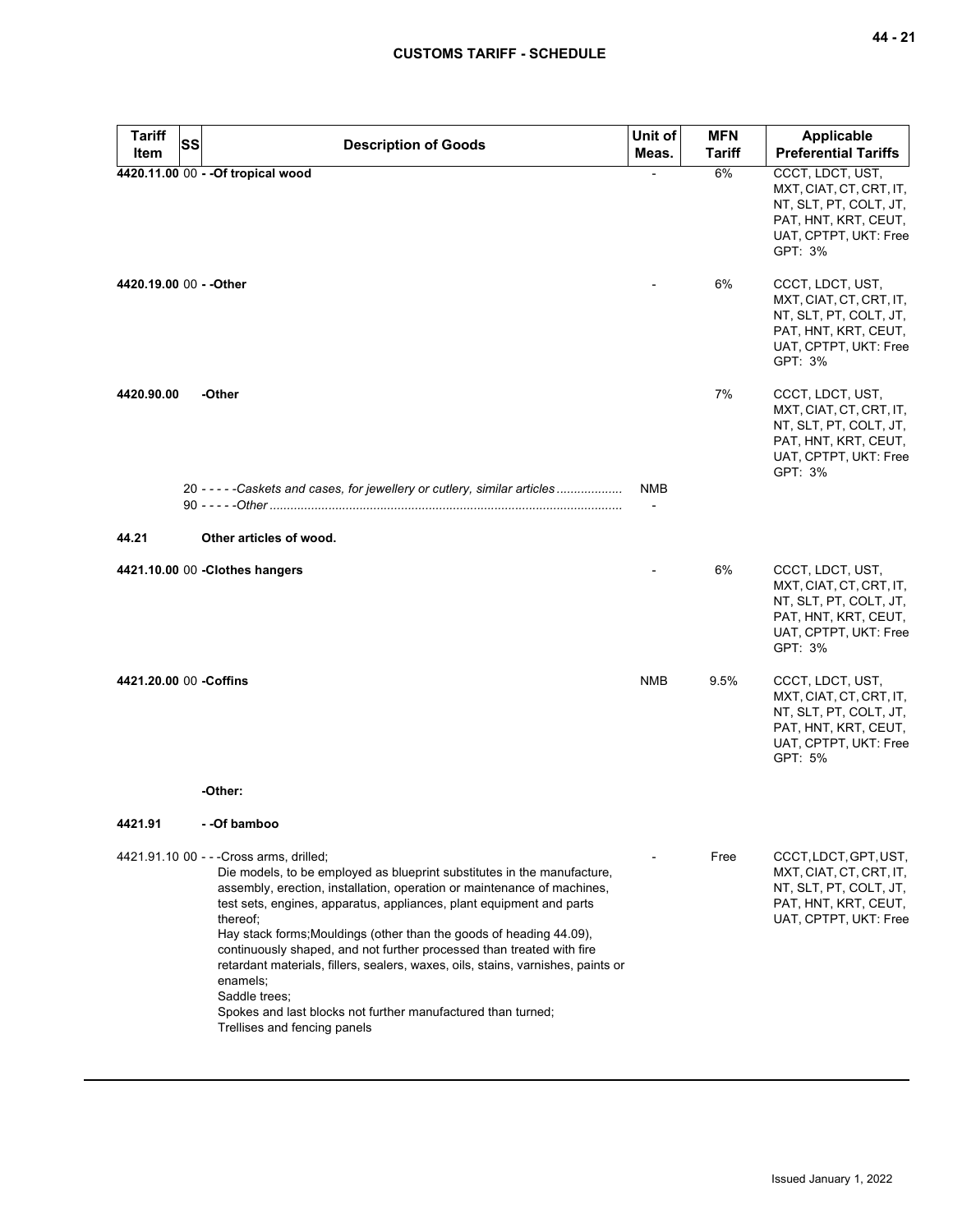| Tariff Item | SS | Description of Goods | Unit of Meas. | MFN Tariff | Applicable Preferential Tariffs |
|---|---|---|---|---|---|
| **4420.11.00** | 00 | **- -Of tropical wood** | - | 6% | CCCT, LDCT, UST, MXT, CIAT, CT, CRT, IT, NT, SLT, PT, COLT, JT, PAT, HNT, KRT, CEUT, UAT, CPTPT, UKT: Free<br>GPT: 3% |
| **4420.19.00** | 00 | **- -Other** | - | 6% | CCCT, LDCT, UST, MXT, CIAT, CT, CRT, IT, NT, SLT, PT, COLT, JT, PAT, HNT, KRT, CEUT, UAT, CPTPT, UKT: Free<br>GPT: 3% |
| **4420.90.00** | | **-Other** | | 7% | CCCT, LDCT, UST, MXT, CIAT, CT, CRT, IT, NT, SLT, PT, COLT, JT, PAT, HNT, KRT, CEUT, UAT, CPTPT, UKT: Free<br>GPT: 3% |
| | 20 | - - - - -*Caskets and cases, for jewellery or cutlery, similar articles* | NMB | | |
| | 90 | - - - - -*Other* | - | | |
| **44.21** | | **Other articles of wood.** | | | |
| **4421.10.00** | 00 | **-Clothes hangers** | - | 6% | CCCT, LDCT, UST, MXT, CIAT, CT, CRT, IT, NT, SLT, PT, COLT, JT, PAT, HNT, KRT, CEUT, UAT, CPTPT, UKT: Free<br>GPT: 3% |
| **4421.20.00** | 00 | **-Coffins** | NMB | 9.5% | CCCT, LDCT, UST, MXT, CIAT, CT, CRT, IT, NT, SLT, PT, COLT, JT, PAT, HNT, KRT, CEUT, UAT, CPTPT, UKT: Free<br>GPT: 5% |
| | | **-Other:** | | | |
| **4421.91** | | **- -Of bamboo** | | | |
| 4421.91.10 | 00 | - - -Cross arms, drilled;<br>Die models, to be employed as blueprint substitutes in the manufacture, assembly, erection, installation, operation or maintenance of machines, test sets, engines, apparatus, appliances, plant equipment and parts thereof;<br>Hay stack forms;Mouldings (other than the goods of heading 44.09), continuously shaped, and not further processed than treated with fire retardant materials, fillers, sealers, waxes, oils, stains, varnishes, paints or enamels;<br>Saddle trees;<br>Spokes and last blocks not further manufactured than turned;<br>Trellises and fencing panels | - | Free | CCCT, LDCT, GPT, UST, MXT, CIAT, CT, CRT, IT, NT, SLT, PT, COLT, JT, PAT, HNT, KRT, CEUT, UAT, CPTPT, UKT: Free |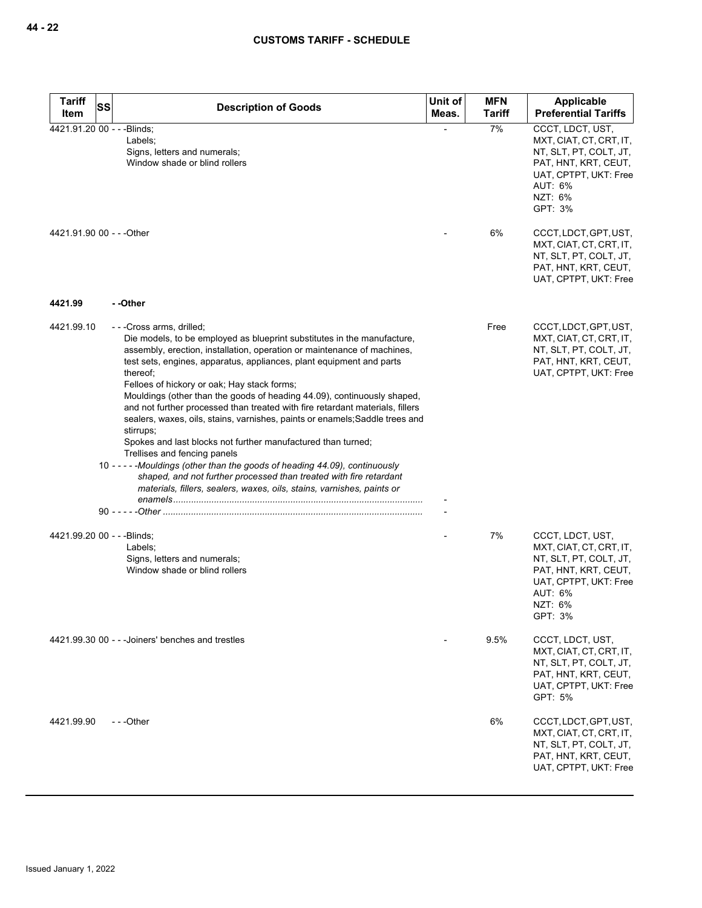| Tariff Item | SS | Description of Goods | Unit of Meas. | MFN Tariff | Applicable Preferential Tariffs |
|---|---|---|---|---|---|
| 4421.91.20 | 00 | - - -Blinds;<br>Labels;<br>Signs, letters and numerals;<br>Window shade or blind rollers | - | 7% | CCCT, LDCT, UST, MXT, CIAT, CT, CRT, IT, NT, SLT, PT, COLT, JT, PAT, HNT, KRT, CEUT, UAT, CPTPT, UKT: Free<br>AUT: 6%<br>NZT: 6%<br>GPT: 3% |
| 4421.91.90 | 00 | - - -Other | - | 6% | CCCT, LDCT, GPT, UST, MXT, CIAT, CT, CRT, IT, NT, SLT, PT, COLT, JT, PAT, HNT, KRT, CEUT, UAT, CPTPT, UKT: Free |
| **4421.99** | | **- -Other** | | | |
| 4421.99.10 | | - - -Cross arms, drilled;<br>Die models, to be employed as blueprint substitutes in the manufacture, assembly, erection, installation, operation or maintenance of machines, test sets, engines, apparatus, appliances, plant equipment and parts thereof;<br>Felloes of hickory or oak; Hay stack forms;<br>Mouldings (other than the goods of heading 44.09), continuously shaped, and not further processed than treated with fire retardant materials, fillers sealers, waxes, oils, stains, varnishes, paints or enamels;Saddle trees and stirrups;<br>Spokes and last blocks not further manufactured than turned;<br>Trellises and fencing panels | | Free | CCCT, LDCT, GPT, UST, MXT, CIAT, CT, CRT, IT, NT, SLT, PT, COLT, JT, PAT, HNT, KRT, CEUT, UAT, CPTPT, UKT: Free |
| | 10 | - - - - -*Mouldings (other than the goods of heading 44.09), continuously shaped, and not further processed than treated with fire retardant materials, fillers, sealers, waxes, oils, stains, varnishes, paints or enamels* | - | | |
| | 90 | - - - - -*Other* | - | | |
| 4421.99.20 | 00 | - - -Blinds;<br>Labels;<br>Signs, letters and numerals;<br>Window shade or blind rollers | - | 7% | CCCT, LDCT, UST, MXT, CIAT, CT, CRT, IT, NT, SLT, PT, COLT, JT, PAT, HNT, KRT, CEUT, UAT, CPTPT, UKT: Free<br>AUT: 6%<br>NZT: 6%<br>GPT: 3% |
| 4421.99.30 | 00 | - - -Joiners' benches and trestles | - | 9.5% | CCCT, LDCT, UST, MXT, CIAT, CT, CRT, IT, NT, SLT, PT, COLT, JT, PAT, HNT, KRT, CEUT, UAT, CPTPT, UKT: Free<br>GPT: 5% |
| 4421.99.90 | | - - -Other | | 6% | CCCT, LDCT, GPT, UST, MXT, CIAT, CT, CRT, IT, NT, SLT, PT, COLT, JT, PAT, HNT, KRT, CEUT, UAT, CPTPT, UKT: Free |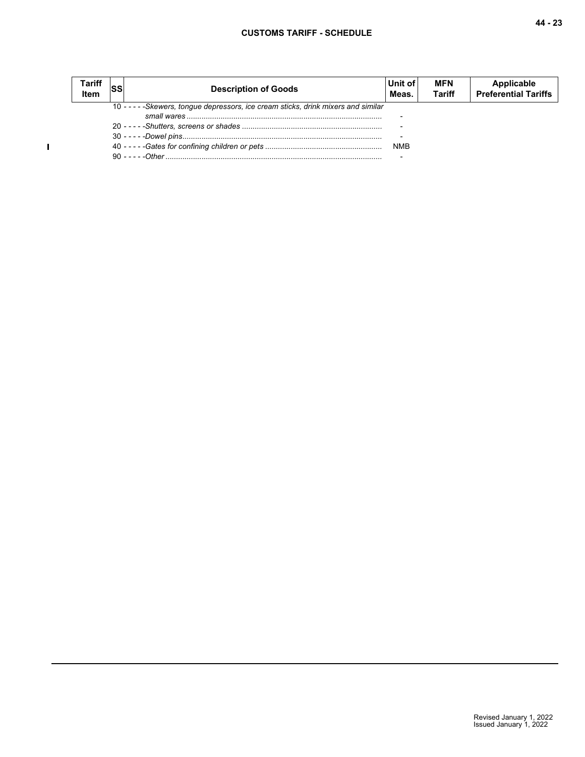| Tariff Item | SS | Description of Goods | Unit of Meas. | MFN Tariff | Applicable Preferential Tariffs |
|---|---|---|---|---|---|
| | | 10 - - - - -*Skewers, tongue depressors, ice cream sticks, drink mixers and similar small wares* | - | | |
| | | 20 - - - - -*Shutters, screens or shades* | - | | |
| | | 30 - - - - -*Dowel pins* | - | | |
| | | 40 - - - - -*Gates for confining children or pets* | NMB | | |
| | | 90 - - - - -*Other* | - | | |

Revised January 1, 2022
Issued January 1, 2022